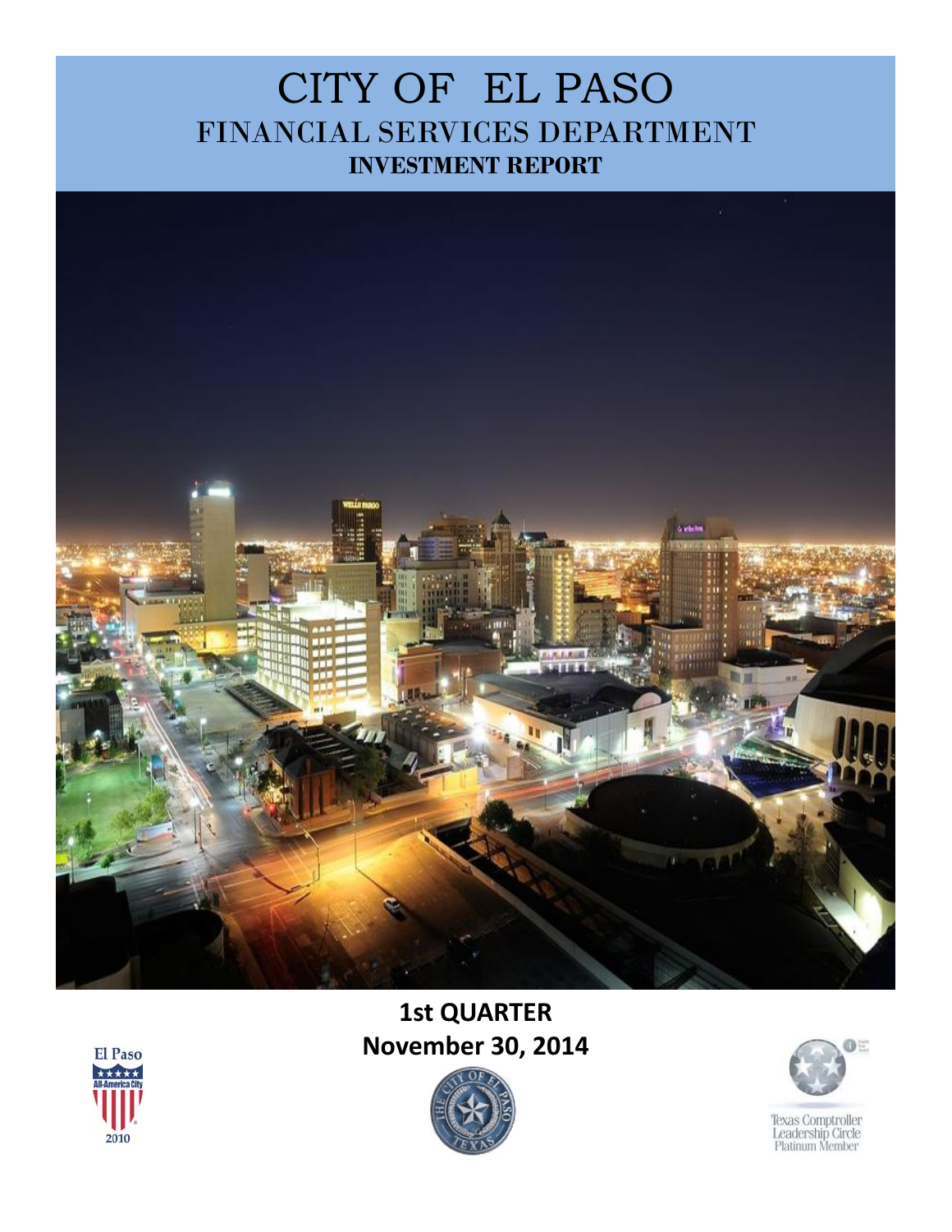# CITY OF EL PASO

## FINANCIAL SERVICES DEPARTMENT

### INVESTMENT REPORT

**1st QUARTER**

**November 30, 2014**

El Paso All-America City 2010

Texas Comptroller Leadership Circle Platinum Member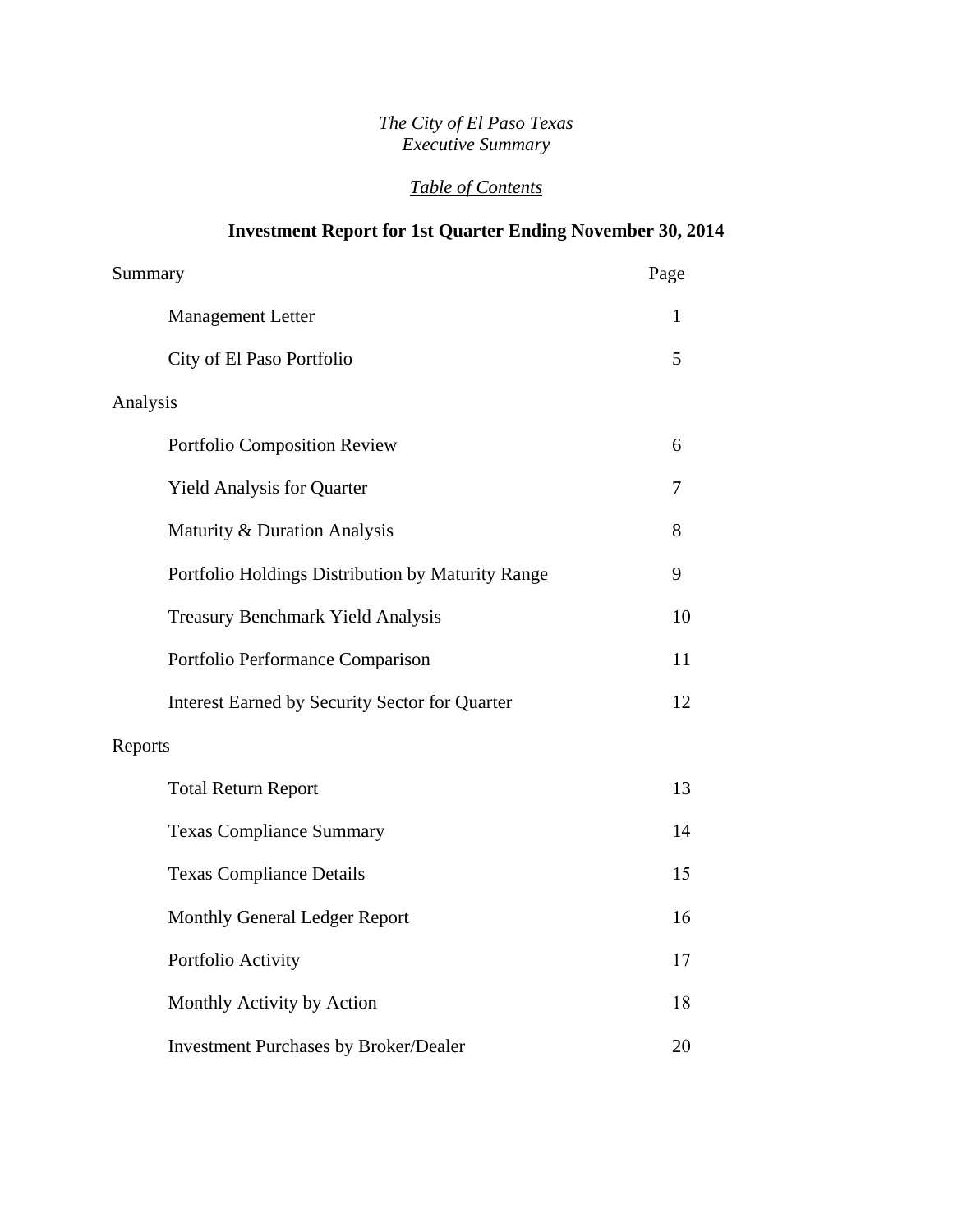*The City of El Paso Texas*
*Executive Summary*

*Table of Contents*

**Investment Report for 1st Quarter Ending November 30, 2014**

| Summary | Page |
|---|---|
| Management Letter | 1 |
| City of El Paso Portfolio | 5 |
| **Analysis** | |
| Portfolio Composition Review | 6 |
| Yield Analysis for Quarter | 7 |
| Maturity & Duration Analysis | 8 |
| Portfolio Holdings Distribution by Maturity Range | 9 |
| Treasury Benchmark Yield Analysis | 10 |
| Portfolio Performance Comparison | 11 |
| Interest Earned by Security Sector for Quarter | 12 |
| **Reports** | |
| Total Return Report | 13 |
| Texas Compliance Summary | 14 |
| Texas Compliance Details | 15 |
| Monthly General Ledger Report | 16 |
| Portfolio Activity | 17 |
| Monthly Activity by Action | 18 |
| Investment Purchases by Broker/Dealer | 20 |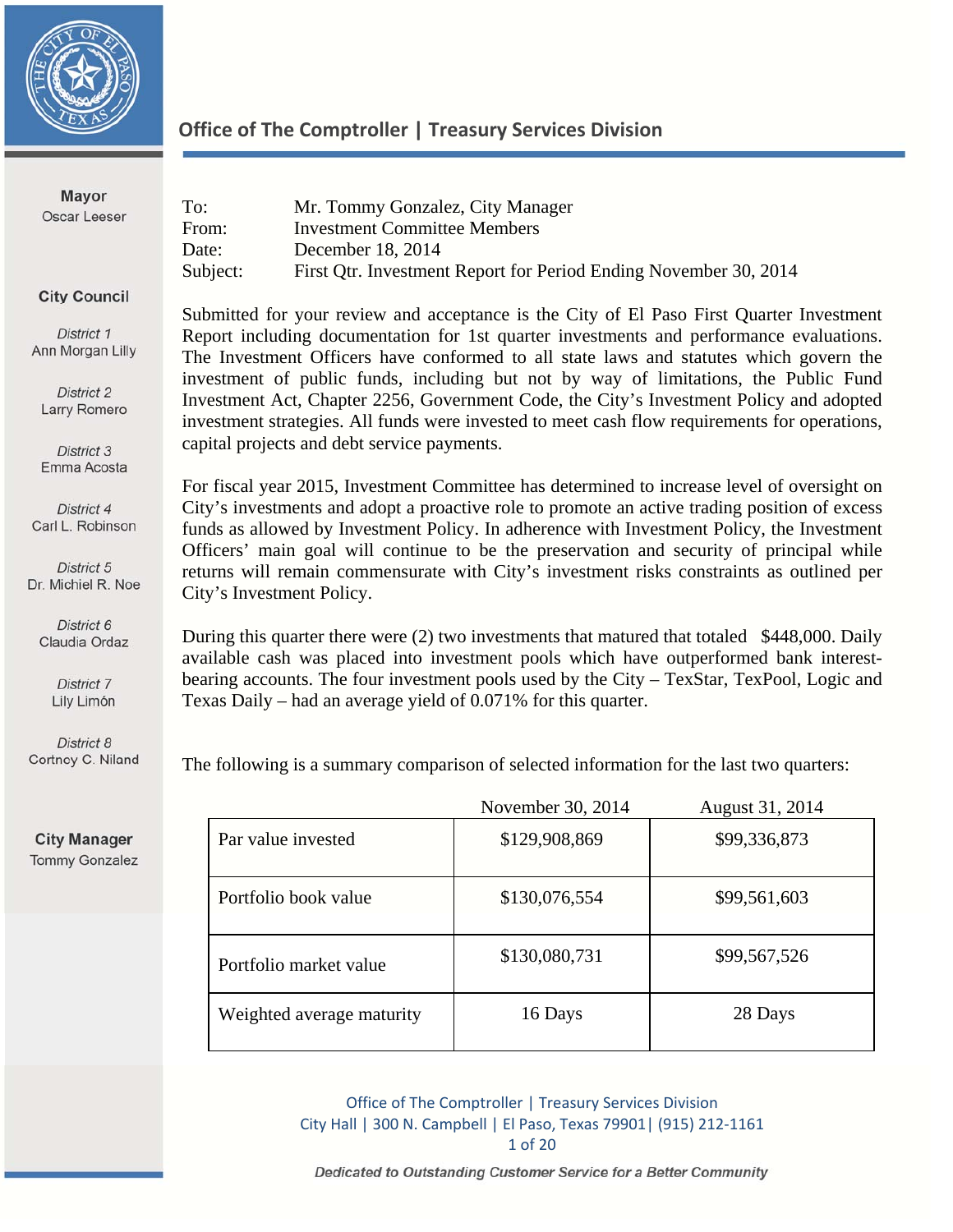## Office of The Comptroller | Treasury Services Division

**Mayor**
Oscar Leeser

**City Council**

*District 1*
Ann Morgan Lilly

*District 2*
Larry Romero

*District 3*
Emma Acosta

*District 4*
Carl L. Robinson

*District 5*
Dr. Michiel R. Noe

*District 6*
Claudia Ordaz

*District 7*
Lily Limón

*District 8*
Cortney C. Niland

**City Manager**
Tommy Gonzalez

To: Mr. Tommy Gonzalez, City Manager
From: Investment Committee Members
Date: December 18, 2014
Subject: First Qtr. Investment Report for Period Ending November 30, 2014

Submitted for your review and acceptance is the City of El Paso First Quarter Investment Report including documentation for 1st quarter investments and performance evaluations. The Investment Officers have conformed to all state laws and statutes which govern the investment of public funds, including but not by way of limitations, the Public Fund Investment Act, Chapter 2256, Government Code, the City's Investment Policy and adopted investment strategies. All funds were invested to meet cash flow requirements for operations, capital projects and debt service payments.

For fiscal year 2015, Investment Committee has determined to increase level of oversight on City's investments and adopt a proactive role to promote an active trading position of excess funds as allowed by Investment Policy. In adherence with Investment Policy, the Investment Officers' main goal will continue to be the preservation and security of principal while returns will remain commensurate with City's investment risks constraints as outlined per City's Investment Policy.

During this quarter there were (2) two investments that matured that totaled $448,000. Daily available cash was placed into investment pools which have outperformed bank interest-bearing accounts. The four investment pools used by the City – TexStar, TexPool, Logic and Texas Daily – had an average yield of 0.071% for this quarter.

The following is a summary comparison of selected information for the last two quarters:

| | November 30, 2014 | August 31, 2014 |
|---|---|---|
| Par value invested | $129,908,869 | $99,336,873 |
| Portfolio book value | $130,076,554 | $99,561,603 |
| Portfolio market value | $130,080,731 | $99,567,526 |
| Weighted average maturity | 16 Days | 28 Days |

Office of The Comptroller | Treasury Services Division
City Hall | 300 N. Campbell | El Paso, Texas 79901| (915) 212-1161

*Dedicated to Outstanding Customer Service for a Better Community*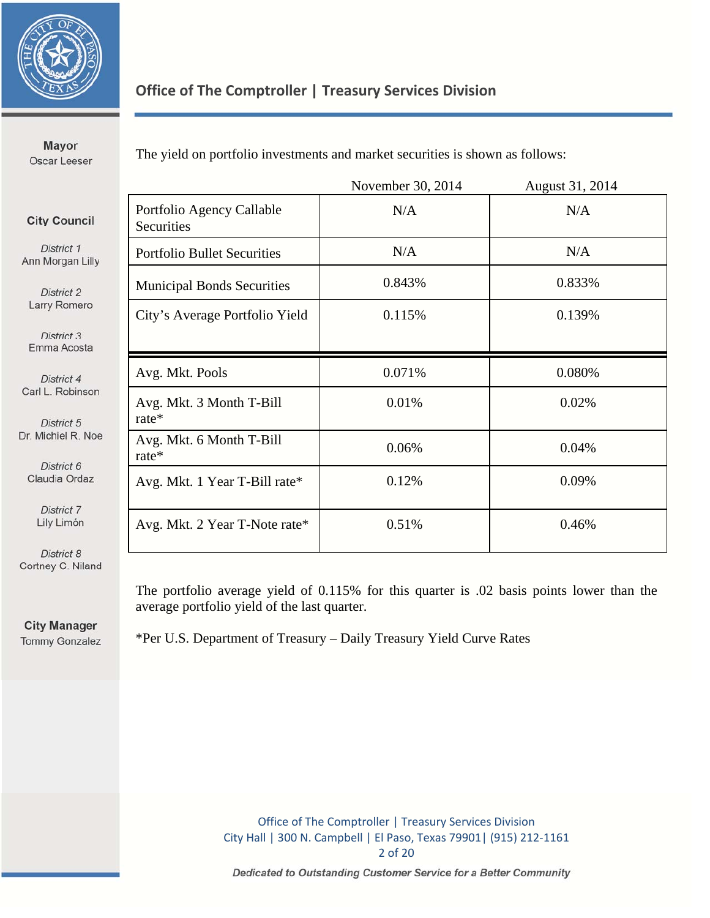The yield on portfolio investments and market securities is shown as follows:

| | November 30, 2014 | August 31, 2014 |
|---|---|---|
| Portfolio Agency Callable Securities | N/A | N/A |
| Portfolio Bullet Securities | N/A | N/A |
| Municipal Bonds Securities | 0.843% | 0.833% |
| City's Average Portfolio Yield | 0.115% | 0.139% |
| Avg. Mkt. Pools | 0.071% | 0.080% |
| Avg. Mkt. 3 Month T-Bill rate* | 0.01% | 0.02% |
| Avg. Mkt. 6 Month T-Bill rate* | 0.06% | 0.04% |
| Avg. Mkt. 1 Year T-Bill rate* | 0.12% | 0.09% |
| Avg. Mkt. 2 Year T-Note rate* | 0.51% | 0.46% |

The portfolio average yield of 0.115% for this quarter is .02 basis points lower than the average portfolio yield of the last quarter.

*Per U.S. Department of Treasury – Daily Treasury Yield Curve Rates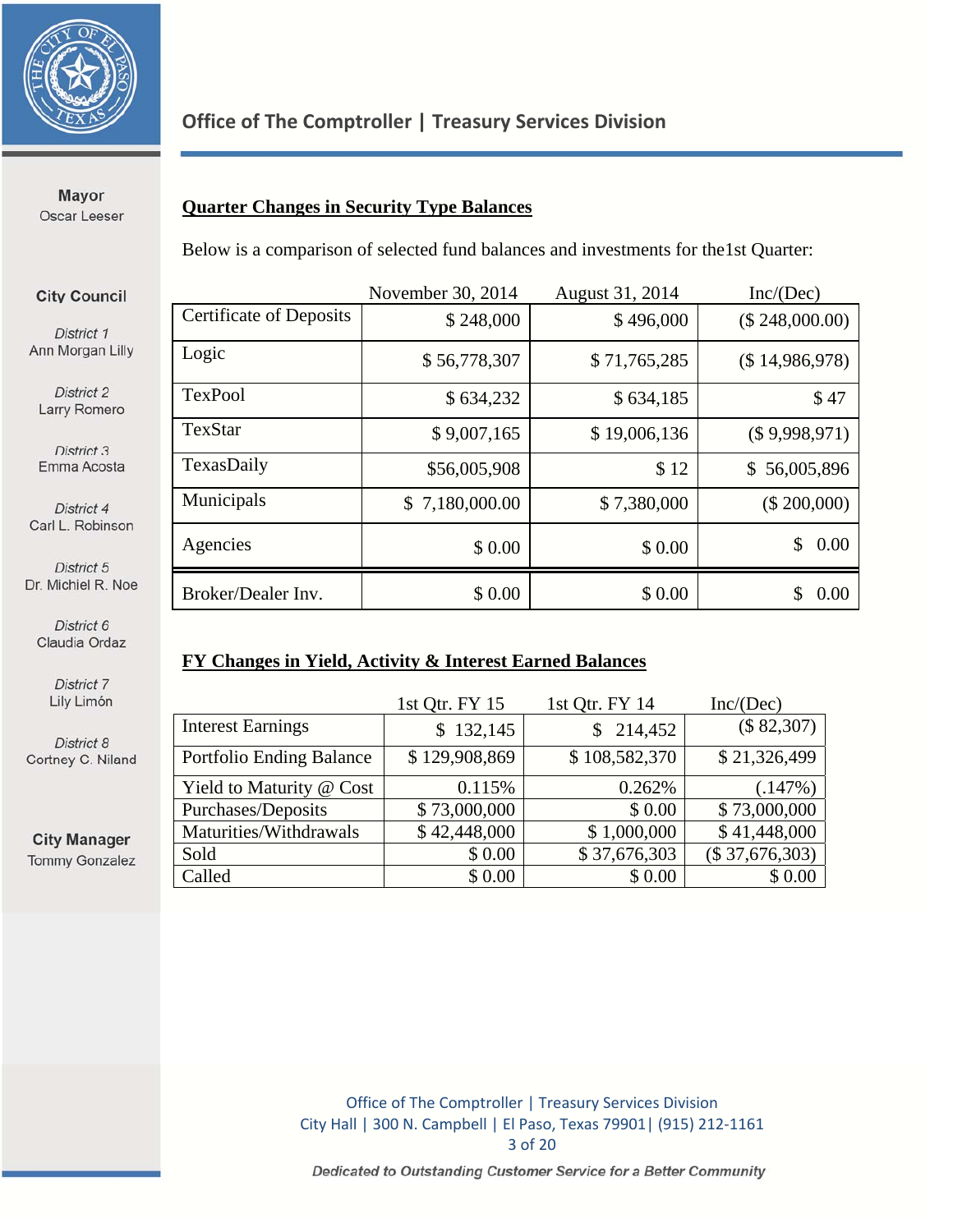Mayor
Oscar Leeser

City Council

*District 1*
Ann Morgan Lilly

*District 2*
Larry Romero

*District 3*
Emma Acosta

*District 4*
Carl L. Robinson

*District 5*
Dr. Michiel R. Noe

*District 6*
Claudia Ordaz

*District 7*
Lily Limón

*District 8*
Cortney C. Niland

City Manager
Tommy Gonzalez

## Quarter Changes in Security Type Balances

Below is a comparison of selected fund balances and investments for the1st Quarter:

| | November 30, 2014 | August 31, 2014 | Inc/(Dec) |
|---|---|---|---|
| Certificate of Deposits | $ 248,000 | $ 496,000 | ($ 248,000.00) |
| Logic | $ 56,778,307 | $ 71,765,285 | ($ 14,986,978) |
| TexPool | $ 634,232 | $ 634,185 | $ 47 |
| TexStar | $ 9,007,165 | $ 19,006,136 | ($ 9,998,971) |
| TexasDaily | $56,005,908 | $ 12 | $ 56,005,896 |
| Municipals | $ 7,180,000.00 | $ 7,380,000 | ($ 200,000) |
| Agencies | $ 0.00 | $ 0.00 | $ 0.00 |
| Broker/Dealer Inv. | $ 0.00 | $ 0.00 | $ 0.00 |

## FY Changes in Yield, Activity & Interest Earned Balances

| | 1st Qtr. FY 15 | 1st Qtr. FY 14 | Inc/(Dec) |
|---|---|---|---|
| Interest Earnings | $ 132,145 | $ 214,452 | ($ 82,307) |
| Portfolio Ending Balance | $ 129,908,869 | $ 108,582,370 | $ 21,326,499 |
| Yield to Maturity @ Cost | 0.115% | 0.262% | (.147%) |
| Purchases/Deposits | $ 73,000,000 | $ 0.00 | $ 73,000,000 |
| Maturities/Withdrawals | $ 42,448,000 | $ 1,000,000 | $ 41,448,000 |
| Sold | $ 0.00 | $ 37,676,303 | ($ 37,676,303) |
| Called | $ 0.00 | $ 0.00 | $ 0.00 |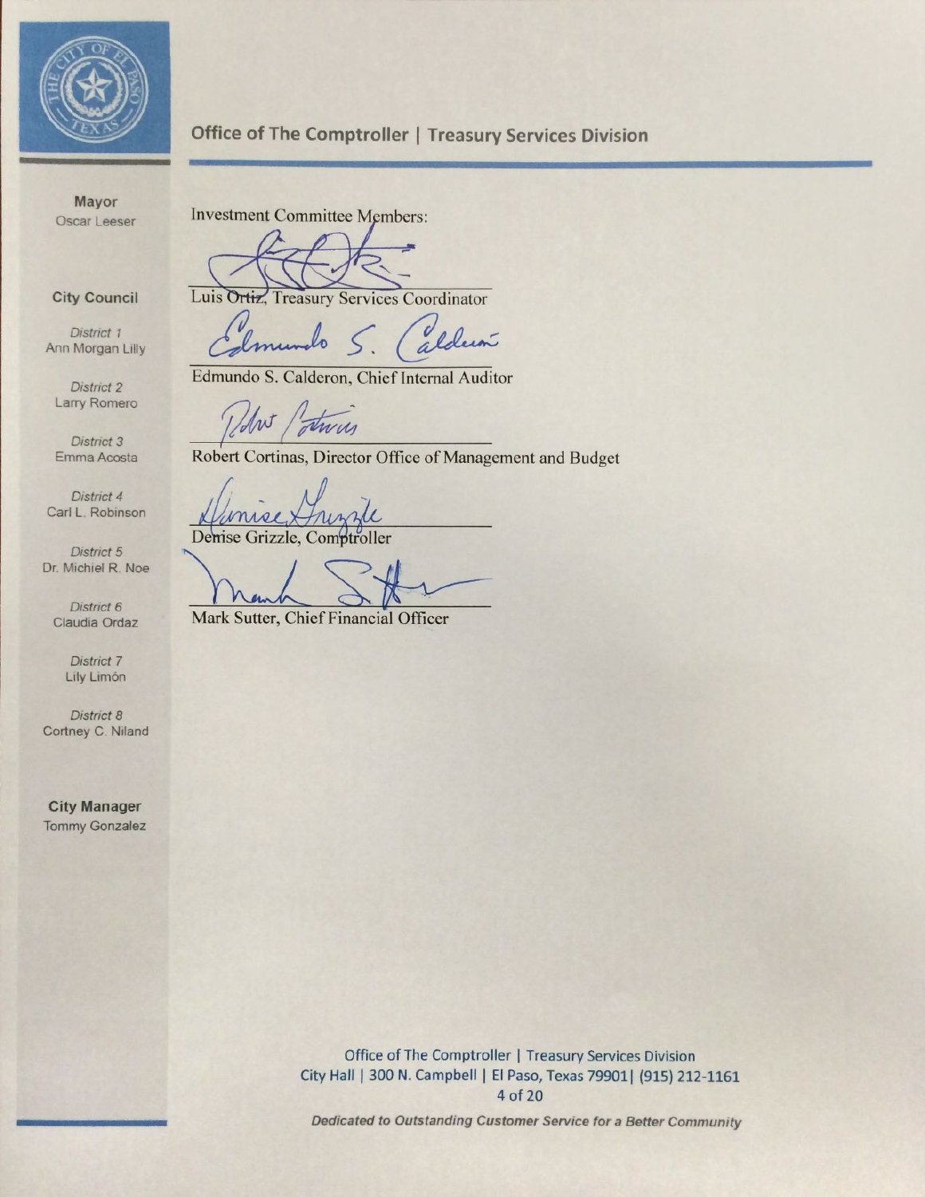Office of The Comptroller | Treasury Services Division

**Mayor**
Oscar Leeser

**City Council**

*District 1*
Ann Morgan Lilly

*District 2*
Larry Romero

*District 3*
Emma Acosta

*District 4*
Carl L. Robinson

*District 5*
Dr. Michiel R. Noe

*District 6*
Claudia Ordaz

*District 7*
Lily Limón

*District 8*
Cortney C. Niland

**City Manager**
Tommy Gonzalez

Investment Committee Members:

Luis Ortiz, Treasury Services Coordinator

Edmundo S. Calderon, Chief Internal Auditor

Robert Cortinas, Director Office of Management and Budget

Denise Grizzle, Comptroller

Mark Sutter, Chief Financial Officer

Office of The Comptroller | Treasury Services Division
City Hall | 300 N. Campbell | El Paso, Texas 79901| (915) 212-1161

*Dedicated to Outstanding Customer Service for a Better Community*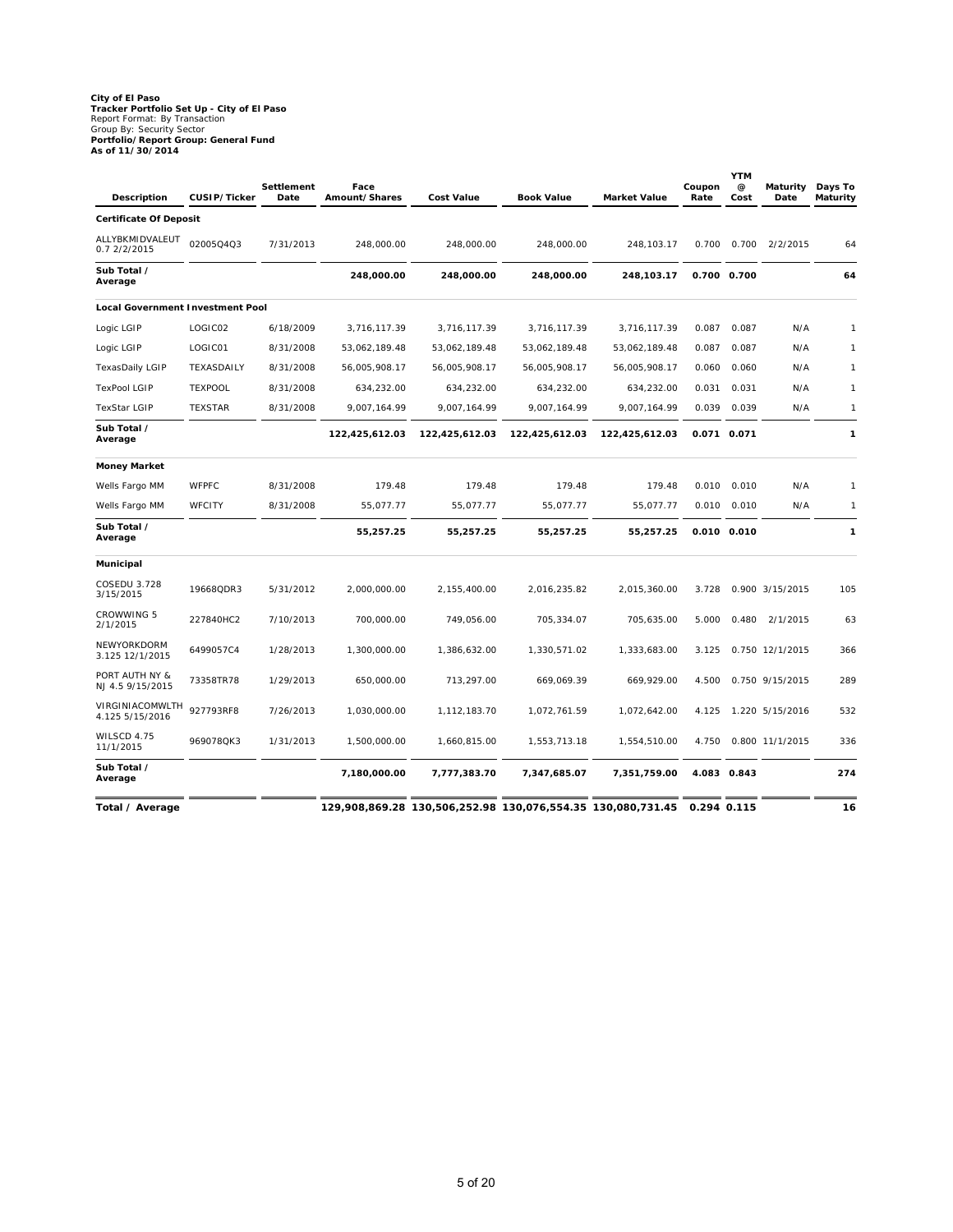**City of El Paso**
**Tracker Portfolio Set Up - City of El Paso**
Report Format: By Transaction
Group By: Security Sector
**Portfolio/Report Group: General Fund**
**As of 11/30/2014**

| Description | CUSIP/Ticker | Settlement Date | Face Amount/Shares | Cost Value | Book Value | Market Value | Coupon Rate | YTM @ Cost | Maturity Date | Days To Maturity |
|---|---|---|---|---|---|---|---|---|---|---|
| **Certificate Of Deposit** | | | | | | | | | | |
| ALLYBKMIDVALEUT 0.7 2/2/2015 | 02005Q4Q3 | 7/31/2013 | 248,000.00 | 248,000.00 | 248,000.00 | 248,103.17 | 0.700 | 0.700 | 2/2/2015 | 64 |
| **Sub Total / Average** | | | **248,000.00** | **248,000.00** | **248,000.00** | **248,103.17** | **0.700** | **0.700** | | **64** |
| **Local Government Investment Pool** | | | | | | | | | | |
| Logic LGIP | LOGIC02 | 6/18/2009 | 3,716,117.39 | 3,716,117.39 | 3,716,117.39 | 3,716,117.39 | 0.087 | 0.087 | N/A | 1 |
| Logic LGIP | LOGIC01 | 8/31/2008 | 53,062,189.48 | 53,062,189.48 | 53,062,189.48 | 53,062,189.48 | 0.087 | 0.087 | N/A | 1 |
| TexasDaily LGIP | TEXASDAILY | 8/31/2008 | 56,005,908.17 | 56,005,908.17 | 56,005,908.17 | 56,005,908.17 | 0.060 | 0.060 | N/A | 1 |
| TexPool LGIP | TEXPOOL | 8/31/2008 | 634,232.00 | 634,232.00 | 634,232.00 | 634,232.00 | 0.031 | 0.031 | N/A | 1 |
| TexStar LGIP | TEXSTAR | 8/31/2008 | 9,007,164.99 | 9,007,164.99 | 9,007,164.99 | 9,007,164.99 | 0.039 | 0.039 | N/A | 1 |
| **Sub Total / Average** | | | **122,425,612.03** | **122,425,612.03** | **122,425,612.03** | **122,425,612.03** | **0.071** | **0.071** | | **1** |
| **Money Market** | | | | | | | | | | |
| Wells Fargo MM | WFPFC | 8/31/2008 | 179.48 | 179.48 | 179.48 | 179.48 | 0.010 | 0.010 | N/A | 1 |
| Wells Fargo MM | WFCITY | 8/31/2008 | 55,077.77 | 55,077.77 | 55,077.77 | 55,077.77 | 0.010 | 0.010 | N/A | 1 |
| **Sub Total / Average** | | | **55,257.25** | **55,257.25** | **55,257.25** | **55,257.25** | **0.010** | **0.010** | | **1** |
| **Municipal** | | | | | | | | | | |
| COSEDU 3.728 3/15/2015 | 19668QDR3 | 5/31/2012 | 2,000,000.00 | 2,155,400.00 | 2,016,235.82 | 2,015,360.00 | 3.728 | 0.900 | 3/15/2015 | 105 |
| CROWWING 5 2/1/2015 | 227840HC2 | 7/10/2013 | 700,000.00 | 749,056.00 | 705,334.07 | 705,635.00 | 5.000 | 0.480 | 2/1/2015 | 63 |
| NEWYORKDORM 3.125 12/1/2015 | 6499057C4 | 1/28/2013 | 1,300,000.00 | 1,386,632.00 | 1,330,571.02 | 1,333,683.00 | 3.125 | 0.750 | 12/1/2015 | 366 |
| PORT AUTH NY & NJ 4.5 9/15/2015 | 73358TR78 | 1/29/2013 | 650,000.00 | 713,297.00 | 669,069.39 | 669,929.00 | 4.500 | 0.750 | 9/15/2015 | 289 |
| VIRGINIACOMWLTH 4.125 5/15/2016 | 927793RF8 | 7/26/2013 | 1,030,000.00 | 1,112,183.70 | 1,072,761.59 | 1,072,642.00 | 4.125 | 1.220 | 5/15/2016 | 532 |
| WILSCD 4.75 11/1/2015 | 969078QK3 | 1/31/2013 | 1,500,000.00 | 1,660,815.00 | 1,553,713.18 | 1,554,510.00 | 4.750 | 0.800 | 11/1/2015 | 336 |
| **Sub Total / Average** | | | **7,180,000.00** | **7,777,383.70** | **7,347,685.07** | **7,351,759.00** | **4.083** | **0.843** | | **274** |
| **Total / Average** | | | **129,908,869.28** | **130,506,252.98** | **130,076,554.35** | **130,080,731.45** | **0.294** | **0.115** | | **16** |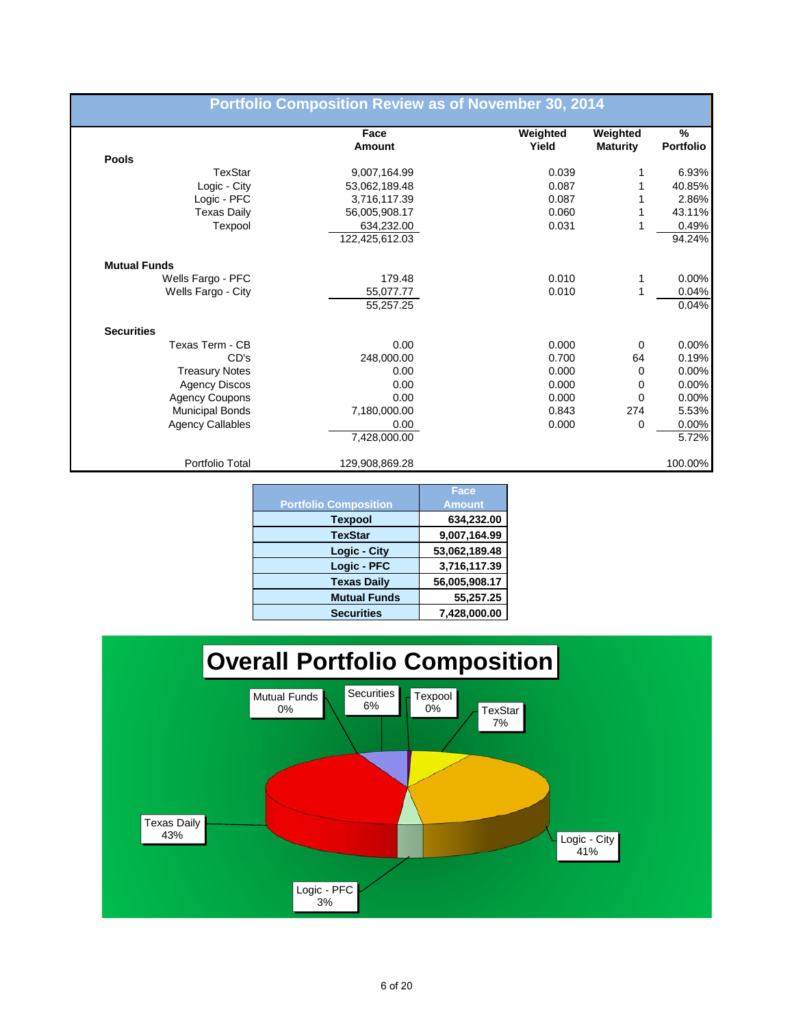## Portfolio Composition Review as of November 30, 2014

| | Face Amount | Weighted Yield | Weighted Maturity | % Portfolio |
|---|---|---|---|---|
| **Pools** | | | | |
| TexStar | 9,007,164.99 | 0.039 | 1 | 6.93% |
| Logic - City | 53,062,189.48 | 0.087 | 1 | 40.85% |
| Logic - PFC | 3,716,117.39 | 0.087 | 1 | 2.86% |
| Texas Daily | 56,005,908.17 | 0.060 | 1 | 43.11% |
| Texpool | 634,232.00 | 0.031 | 1 | 0.49% |
| | 122,425,612.03 | | | 94.24% |
| **Mutual Funds** | | | | |
| Wells Fargo - PFC | 179.48 | 0.010 | 1 | 0.00% |
| Wells Fargo - City | 55,077.77 | 0.010 | 1 | 0.04% |
| | 55,257.25 | | | 0.04% |
| **Securities** | | | | |
| Texas Term - CB | 0.00 | 0.000 | 0 | 0.00% |
| CD's | 248,000.00 | 0.700 | 64 | 0.19% |
| Treasury Notes | 0.00 | 0.000 | 0 | 0.00% |
| Agency Discos | 0.00 | 0.000 | 0 | 0.00% |
| Agency Coupons | 0.00 | 0.000 | 0 | 0.00% |
| Municipal Bonds | 7,180,000.00 | 0.843 | 274 | 5.53% |
| Agency Callables | 0.00 | 0.000 | 0 | 0.00% |
| | 7,428,000.00 | | | 5.72% |
| Portfolio Total | 129,908,869.28 | | | 100.00% |

| Portfolio Composition | Face Amount |
|---|---|
| **Texpool** | **634,232.00** |
| **TexStar** | **9,007,164.99** |
| **Logic - City** | **53,062,189.48** |
| **Logic - PFC** | **3,716,117.39** |
| **Texas Daily** | **56,005,908.17** |
| **Mutual Funds** | **55,257.25** |
| **Securities** | **7,428,000.00** |

## Overall Portfolio Composition

| Category | % |
|---|---|
| Mutual Funds | 0% |
| Securities | 6% |
| Texpool | 0% |
| TexStar | 7% |
| Logic - City | 41% |
| Logic - PFC | 3% |
| Texas Daily | 43% |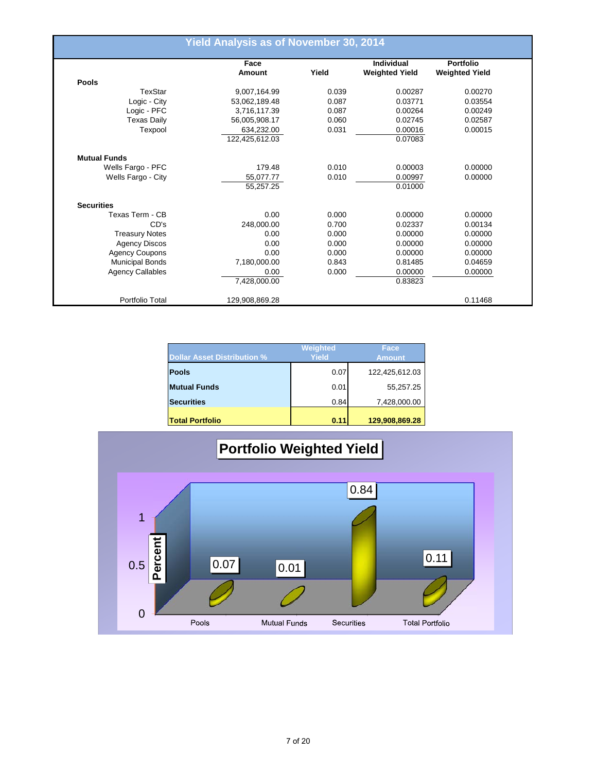## Yield Analysis as of November 30, 2014

| | Face Amount | Yield | Individual Weighted Yield | Portfolio Weighted Yield |
|---|---|---|---|---|
| **Pools** | | | | |
| TexStar | 9,007,164.99 | 0.039 | 0.00287 | 0.00270 |
| Logic - City | 53,062,189.48 | 0.087 | 0.03771 | 0.03554 |
| Logic - PFC | 3,716,117.39 | 0.087 | 0.00264 | 0.00249 |
| Texas Daily | 56,005,908.17 | 0.060 | 0.02745 | 0.02587 |
| Texpool | 634,232.00 | 0.031 | 0.00016 | 0.00015 |
| | 122,425,612.03 | | 0.07083 | |
| **Mutual Funds** | | | | |
| Wells Fargo - PFC | 179.48 | 0.010 | 0.00003 | 0.00000 |
| Wells Fargo - City | 55,077.77 | 0.010 | 0.00997 | 0.00000 |
| | 55,257.25 | | 0.01000 | |
| **Securities** | | | | |
| Texas Term - CB | 0.00 | 0.000 | 0.00000 | 0.00000 |
| CD's | 248,000.00 | 0.700 | 0.02337 | 0.00134 |
| Treasury Notes | 0.00 | 0.000 | 0.00000 | 0.00000 |
| Agency Discos | 0.00 | 0.000 | 0.00000 | 0.00000 |
| Agency Coupons | 0.00 | 0.000 | 0.00000 | 0.00000 |
| Municipal Bonds | 7,180,000.00 | 0.843 | 0.81485 | 0.04659 |
| Agency Callables | 0.00 | 0.000 | 0.00000 | 0.00000 |
| | 7,428,000.00 | | 0.83823 | |
| Portfolio Total | 129,908,869.28 | | | 0.11468 |

| Dollar Asset Distribution % | Weighted Yield | Face Amount |
|---|---|---|
| **Pools** | 0.07 | 122,425,612.03 |
| **Mutual Funds** | 0.01 | 55,257.25 |
| **Securities** | 0.84 | 7,428,000.00 |
| **Total Portfolio** | **0.11** | **129,908,869.28** |

**Portfolio Weighted Yield**

| | Pools | Mutual Funds | Securities | Total Portfolio |
|---|---|---|---|---|
| Percent | 0.07 | 0.01 | 0.84 | 0.11 |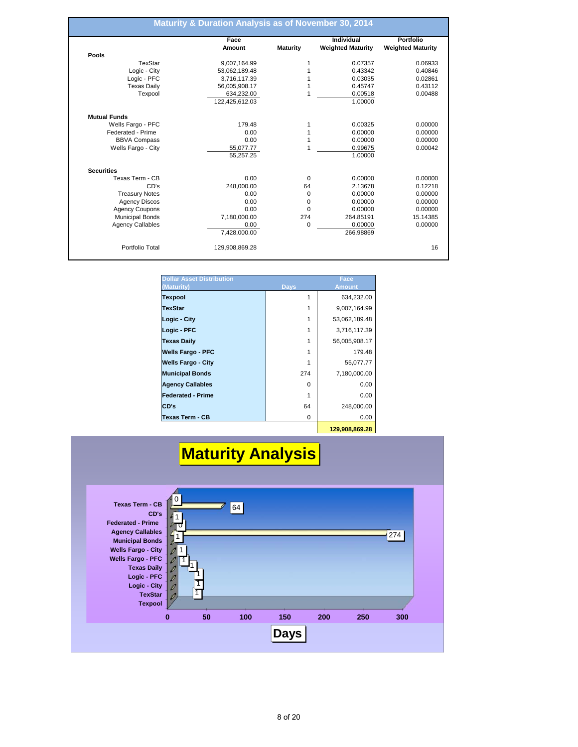## Maturity & Duration Analysis as of November 30, 2014

| | Face Amount | Maturity | Individual Weighted Maturity | Portfolio Weighted Maturity |
|---|---|---|---|---|
| **Pools** | | | | |
| TexStar | 9,007,164.99 | 1 | 0.07357 | 0.06933 |
| Logic - City | 53,062,189.48 | 1 | 0.43342 | 0.40846 |
| Logic - PFC | 3,716,117.39 | 1 | 0.03035 | 0.02861 |
| Texas Daily | 56,005,908.17 | 1 | 0.45747 | 0.43112 |
| Texpool | 634,232.00 | 1 | 0.00518 | 0.00488 |
| | 122,425,612.03 | | 1.00000 | |
| **Mutual Funds** | | | | |
| Wells Fargo - PFC | 179.48 | 1 | 0.00325 | 0.00000 |
| Federated - Prime | 0.00 | 1 | 0.00000 | 0.00000 |
| BBVA Compass | 0.00 | 1 | 0.00000 | 0.00000 |
| Wells Fargo - City | 55,077.77 | 1 | 0.99675 | 0.00042 |
| | 55,257.25 | | 1.00000 | |
| **Securities** | | | | |
| Texas Term - CB | 0.00 | 0 | 0.00000 | 0.00000 |
| CD's | 248,000.00 | 64 | 2.13678 | 0.12218 |
| Treasury Notes | 0.00 | 0 | 0.00000 | 0.00000 |
| Agency Discos | 0.00 | 0 | 0.00000 | 0.00000 |
| Agency Coupons | 0.00 | 0 | 0.00000 | 0.00000 |
| Municipal Bonds | 7,180,000.00 | 274 | 264.85191 | 15.14385 |
| Agency Callables | 0.00 | 0 | 0.00000 | 0.00000 |
| | 7,428,000.00 | | 266.98869 | |
| Portfolio Total | 129,908,869.28 | | | 16 |

| Dollar Asset Distribution (Maturity) | Days | Face Amount |
|---|---|---|
| **Texpool** | 1 | 634,232.00 |
| **TexStar** | 1 | 9,007,164.99 |
| **Logic - City** | 1 | 53,062,189.48 |
| **Logic - PFC** | 1 | 3,716,117.39 |
| **Texas Daily** | 1 | 56,005,908.17 |
| **Wells Fargo - PFC** | 1 | 179.48 |
| **Wells Fargo - City** | 1 | 55,077.77 |
| **Municipal Bonds** | 274 | 7,180,000.00 |
| **Agency Callables** | 0 | 0.00 |
| **Federated - Prime** | 1 | 0.00 |
| **CD's** | 64 | 248,000.00 |
| **Texas Term - CB** | 0 | 0.00 |
| | | **129,908,869.28** |

## Maturity Analysis

| | Days |
|---|---|
| Texas Term - CB | 0 |
| CD's | 64 |
| Federated - Prime | 1 |
| Agency Callables | 0 |
| Municipal Bonds | 274 |
| Wells Fargo - City | 1 |
| Wells Fargo - PFC | 1 |
| Texas Daily | 1 |
| Logic - PFC | 1 |
| Logic - City | 1 |
| TexStar | 1 |
| Texpool | 1 |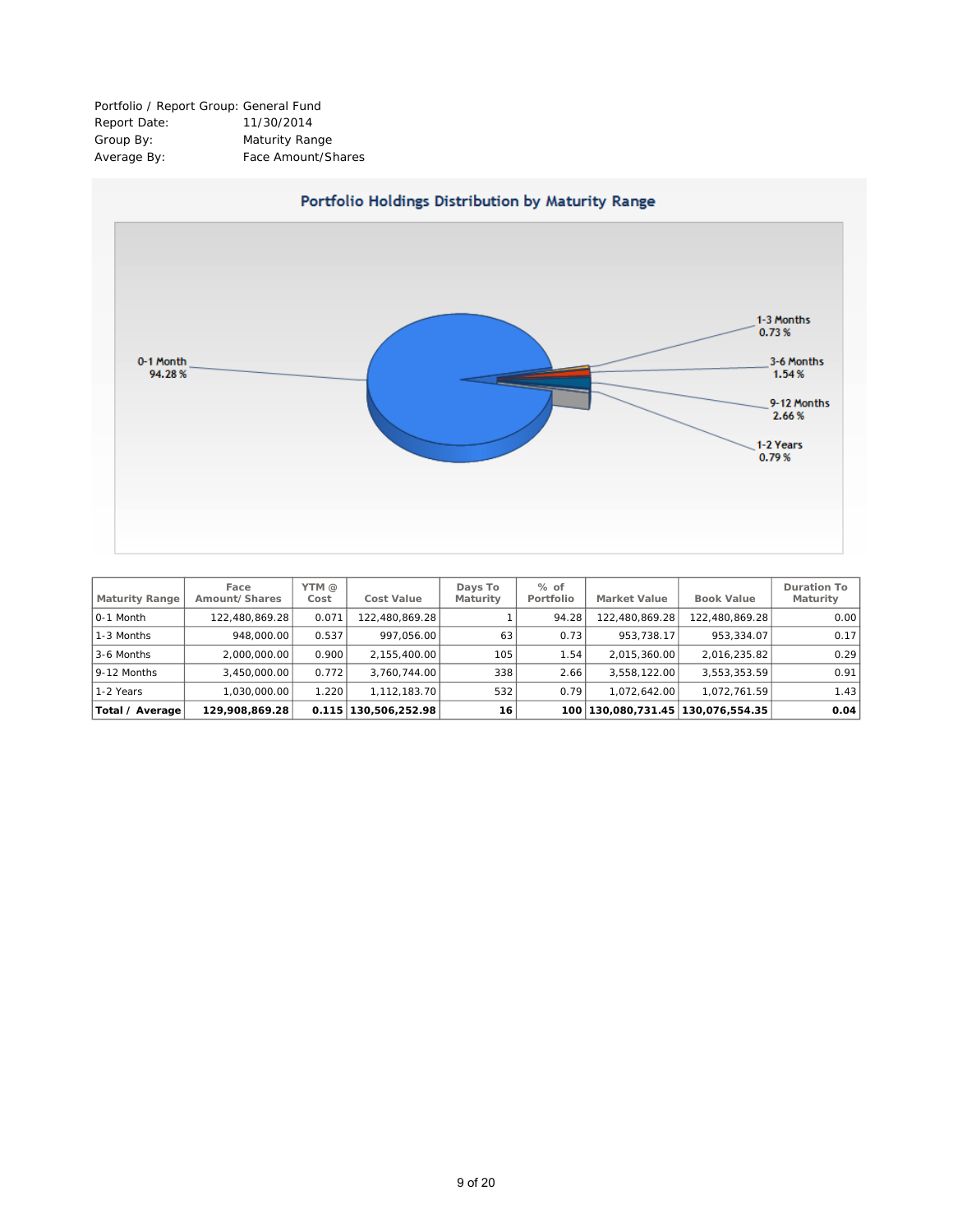Portfolio / Report Group: General Fund
Report Date: 11/30/2014
Group By: Maturity Range
Average By: Face Amount/Shares

## Portfolio Holdings Distribution by Maturity Range

0-1 Month 94.28 %
1-3 Months 0.73 %
3-6 Months 1.54 %
9-12 Months 2.66 %
1-2 Years 0.79 %

| Maturity Range | Face Amount/ Shares | YTM @ Cost | Cost Value | Days To Maturity | % of Portfolio | Market Value | Book Value | Duration To Maturity |
|---|---|---|---|---|---|---|---|---|
| 0-1 Month | 122,480,869.28 | 0.071 | 122,480,869.28 | 1 | 94.28 | 122,480,869.28 | 122,480,869.28 | 0.00 |
| 1-3 Months | 948,000.00 | 0.537 | 997,056.00 | 63 | 0.73 | 953,738.17 | 953,334.07 | 0.17 |
| 3-6 Months | 2,000,000.00 | 0.900 | 2,155,400.00 | 105 | 1.54 | 2,015,360.00 | 2,016,235.82 | 0.29 |
| 9-12 Months | 3,450,000.00 | 0.772 | 3,760,744.00 | 338 | 2.66 | 3,558,122.00 | 3,553,353.59 | 0.91 |
| 1-2 Years | 1,030,000.00 | 1.220 | 1,112,183.70 | 532 | 0.79 | 1,072,642.00 | 1,072,761.59 | 1.43 |
| **Total / Average** | **129,908,869.28** | **0.115** | **130,506,252.98** | **16** | **100** | **130,080,731.45** | **130,076,554.35** | **0.04** |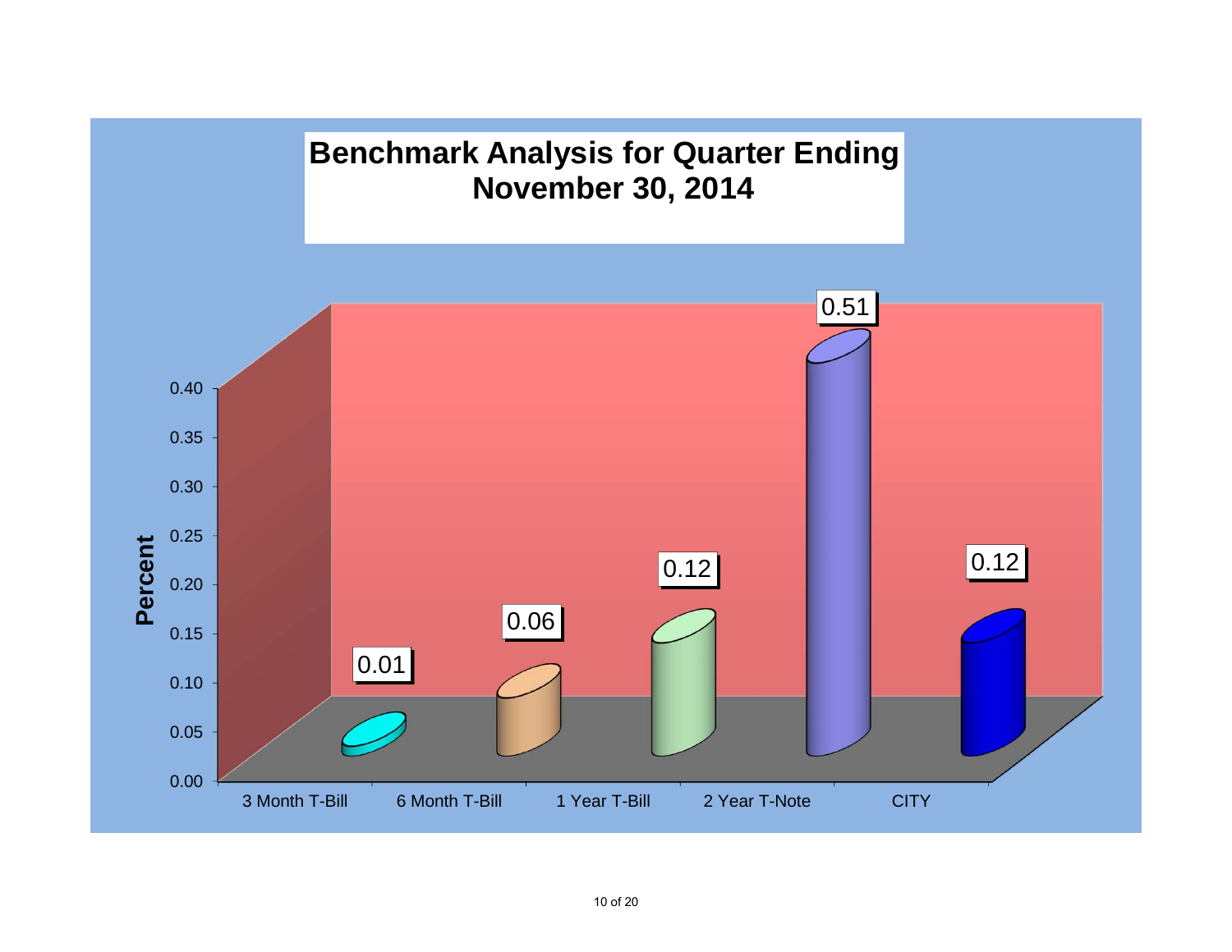# Benchmark Analysis for Quarter Ending November 30, 2014

| Benchmark | Percent |
|---|---|
| 3 Month T-Bill | 0.01 |
| 6 Month T-Bill | 0.06 |
| 1 Year T-Bill | 0.12 |
| 2 Year T-Note | 0.51 |
| CITY | 0.12 |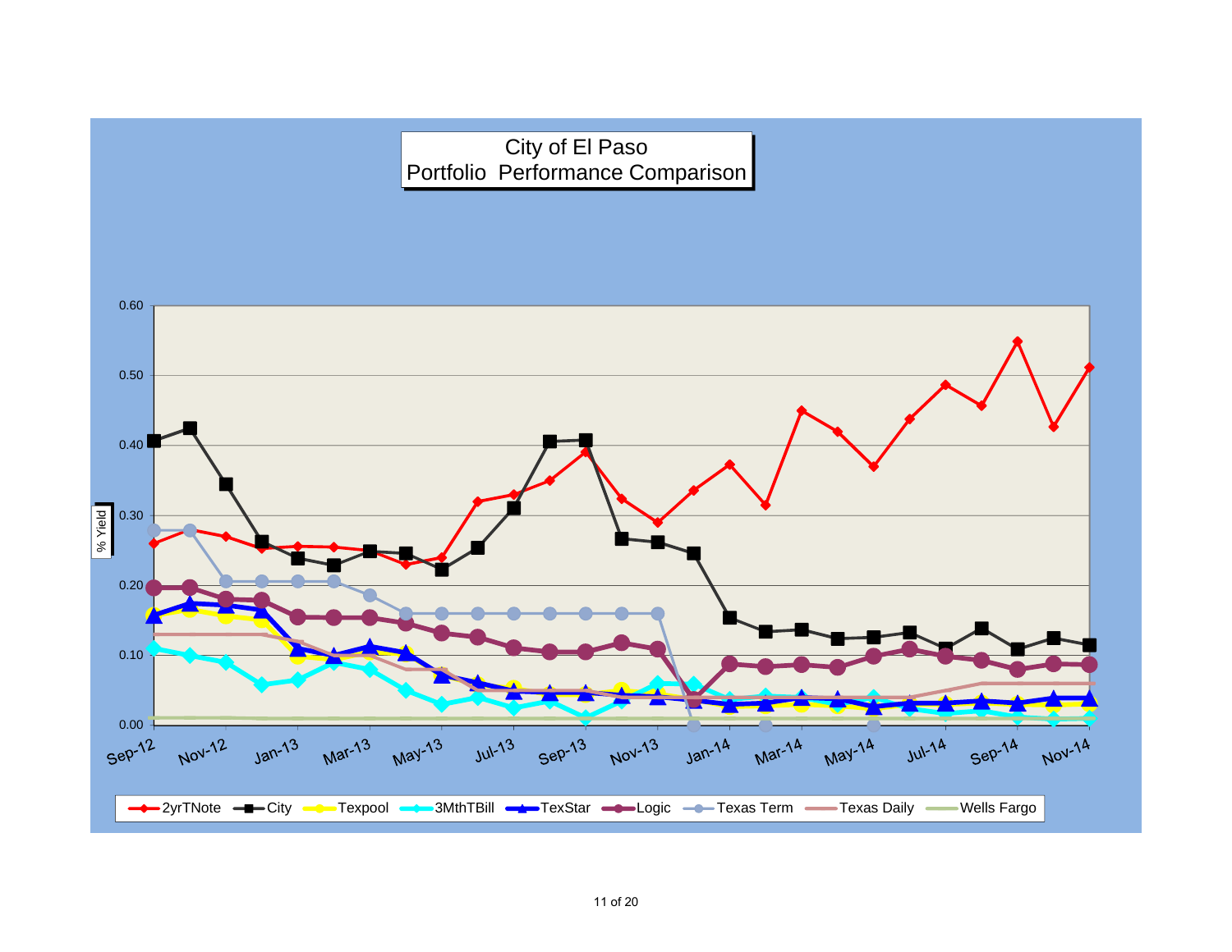# City of El Paso
# Portfolio Performance Comparison

% Yield

0.60
0.50
0.40
0.30
0.20
0.10
0.00

Sep-12 Nov-12 Jan-13 Mar-13 May-13 Jul-13 Sep-13 Nov-13 Jan-14 Mar-14 May-14 Jul-14 Sep-14 Nov-14

2yrTNote, City, Texpool, 3MthTBill, TexStar, Logic, Texas Term, Texas Daily, Wells Fargo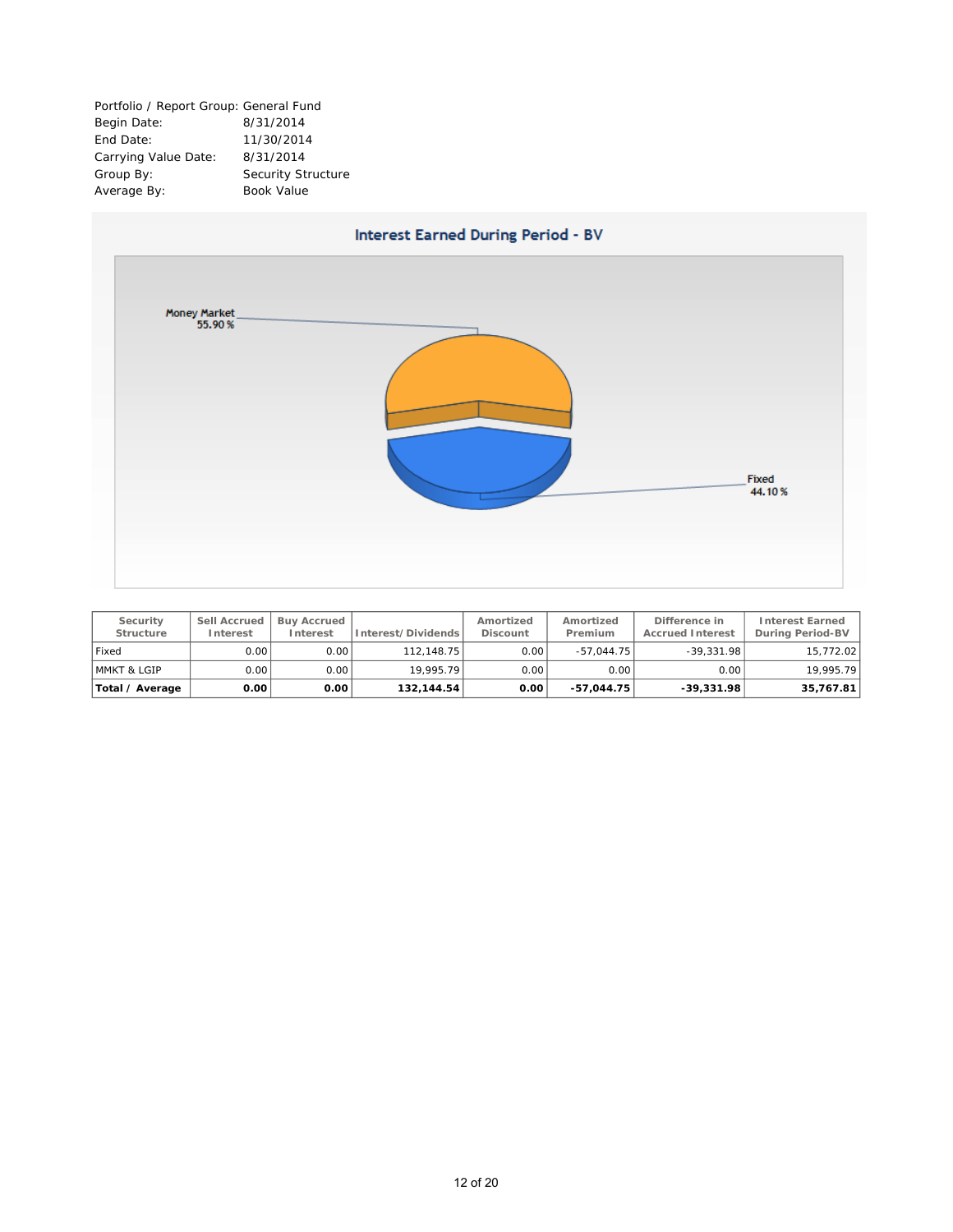Portfolio / Report Group: General Fund
Begin Date: 8/31/2014
End Date: 11/30/2014
Carrying Value Date: 8/31/2014
Group By: Security Structure
Average By: Book Value

## Interest Earned During Period - BV

Money Market 55.90 %

Fixed 44.10 %

| Security Structure | Sell Accrued Interest | Buy Accrued Interest | Interest/Dividends | Amortized Discount | Amortized Premium | Difference in Accrued Interest | Interest Earned During Period-BV |
|---|---|---|---|---|---|---|---|
| Fixed | 0.00 | 0.00 | 112,148.75 | 0.00 | -57,044.75 | -39,331.98 | 15,772.02 |
| MMKT & LGIP | 0.00 | 0.00 | 19,995.79 | 0.00 | 0.00 | 0.00 | 19,995.79 |
| **Total / Average** | **0.00** | **0.00** | **132,144.54** | **0.00** | **-57,044.75** | **-39,331.98** | **35,767.81** |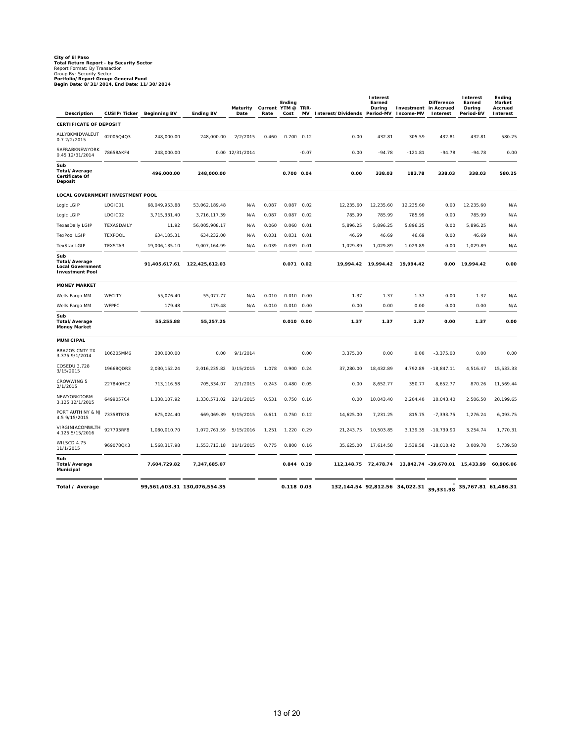**City of El Paso**
**Total Return Report - by Security Sector**
Report Format: By Transaction
Group By: Security Sector
**Portfolio/Report Group: General Fund**
**Begin Date: 8/31/2014, End Date: 11/30/2014**

| Description | CUSIP/Ticker | Beginning BV | Ending BV | Maturity Date | Current Rate | Ending YTM @ Cost | TRR-MV | Interest/Dividends | Interest Earned During Period-MV | Investment Income-MV | Difference in Accrued Interest | Interest Earned During Period-BV | Ending Market Accrued Interest |
|---|---|---|---|---|---|---|---|---|---|---|---|---|---|
| **CERTIFICATE OF DEPOSIT** | | | | | | | | | | | | | |
| ALLYBKMIDVALEUT 0.7 2/2/2015 | 02005Q4Q3 | 248,000.00 | 248,000.00 | 2/2/2015 | 0.460 | 0.700 | 0.12 | 0.00 | 432.81 | 305.59 | 432.81 | 432.81 | 580.25 |
| SAFRABKNEWYORK 0.45 12/31/2014 | 78658AKF4 | 248,000.00 | 0.00 | 12/31/2014 | | | -0.07 | 0.00 | -94.78 | -121.81 | -94.78 | -94.78 | 0.00 |
| **Sub Total/Average Certificate Of Deposit** | | **496,000.00** | **248,000.00** | | | **0.700** | **0.04** | **0.00** | **338.03** | **183.78** | **338.03** | **338.03** | **580.25** |
| **LOCAL GOVERNMENT INVESTMENT POOL** | | | | | | | | | | | | | |
| Logic LGIP | LOGIC01 | 68,049,953.88 | 53,062,189.48 | N/A | 0.087 | 0.087 | 0.02 | 12,235.60 | 12,235.60 | 12,235.60 | 0.00 | 12,235.60 | N/A |
| Logic LGIP | LOGIC02 | 3,715,331.40 | 3,716,117.39 | N/A | 0.087 | 0.087 | 0.02 | 785.99 | 785.99 | 785.99 | 0.00 | 785.99 | N/A |
| TexasDaily LGIP | TEXASDAILY | 11.92 | 56,005,908.17 | N/A | 0.060 | 0.060 | 0.01 | 5,896.25 | 5,896.25 | 5,896.25 | 0.00 | 5,896.25 | N/A |
| TexPool LGIP | TEXPOOL | 634,185.31 | 634,232.00 | N/A | 0.031 | 0.031 | 0.01 | 46.69 | 46.69 | 46.69 | 0.00 | 46.69 | N/A |
| TexStar LGIP | TEXSTAR | 19,006,135.10 | 9,007,164.99 | N/A | 0.039 | 0.039 | 0.01 | 1,029.89 | 1,029.89 | 1,029.89 | 0.00 | 1,029.89 | N/A |
| **Sub Total/Average Local Government Investment Pool** | | **91,405,617.61** | **122,425,612.03** | | | **0.071** | **0.02** | **19,994.42** | **19,994.42** | **19,994.42** | **0.00** | **19,994.42** | **0.00** |
| **MONEY MARKET** | | | | | | | | | | | | | |
| Wells Fargo MM | WFCITY | 55,076.40 | 55,077.77 | N/A | 0.010 | 0.010 | 0.00 | 1.37 | 1.37 | 1.37 | 0.00 | 1.37 | N/A |
| Wells Fargo MM | WFPFC | 179.48 | 179.48 | N/A | 0.010 | 0.010 | 0.00 | 0.00 | 0.00 | 0.00 | 0.00 | 0.00 | N/A |
| **Sub Total/Average Money Market** | | **55,255.88** | **55,257.25** | | | **0.010** | **0.00** | **1.37** | **1.37** | **1.37** | **0.00** | **1.37** | **0.00** |
| **MUNICIPAL** | | | | | | | | | | | | | |
| BRAZOS CNTY TX 3.375 9/1/2014 | 106205MM6 | 200,000.00 | 0.00 | 9/1/2014 | | | 0.00 | 3,375.00 | 0.00 | 0.00 | -3,375.00 | 0.00 | 0.00 |
| COSEDU 3.728 3/15/2015 | 19668QDR3 | 2,030,152.24 | 2,016,235.82 | 3/15/2015 | 1.078 | 0.900 | 0.24 | 37,280.00 | 18,432.89 | 4,792.89 | -18,847.11 | 4,516.47 | 15,533.33 |
| CROWWING 5 2/1/2015 | 227840HC2 | 713,116.58 | 705,334.07 | 2/1/2015 | 0.243 | 0.480 | 0.05 | 0.00 | 8,652.77 | 350.77 | 8,652.77 | 870.26 | 11,569.44 |
| NEWYORKDORM 3.125 12/1/2015 | 6499057C4 | 1,338,107.92 | 1,330,571.02 | 12/1/2015 | 0.531 | 0.750 | 0.16 | 0.00 | 10,043.40 | 2,204.40 | 10,043.40 | 2,506.50 | 20,199.65 |
| PORT AUTH NY & NJ 4.5 9/15/2015 | 73358TR78 | 675,024.40 | 669,069.39 | 9/15/2015 | 0.611 | 0.750 | 0.12 | 14,625.00 | 7,231.25 | 815.75 | -7,393.75 | 1,276.24 | 6,093.75 |
| VIRGINIACOMWLTH 4.125 5/15/2016 | 927793RF8 | 1,080,010.70 | 1,072,761.59 | 5/15/2016 | 1.251 | 1.220 | 0.29 | 21,243.75 | 10,503.85 | 3,139.35 | -10,739.90 | 3,254.74 | 1,770.31 |
| WILSCD 4.75 11/1/2015 | 969078QK3 | 1,568,317.98 | 1,553,713.18 | 11/1/2015 | 0.775 | 0.800 | 0.16 | 35,625.00 | 17,614.58 | 2,539.58 | -18,010.42 | 3,009.78 | 5,739.58 |
| **Sub Total/Average Municipal** | | **7,604,729.82** | **7,347,685.07** | | | **0.844** | **0.19** | **112,148.75** | **72,478.74** | **13,842.74** | **-39,670.01** | **15,433.99** | **60,906.06** |
| **Total / Average** | | **99,561,603.31** | **130,076,554.35** | | | **0.118** | **0.03** | **132,144.54** | **92,812.56** | **34,022.31** | **-39,331.98** | **35,767.81** | **61,486.31** |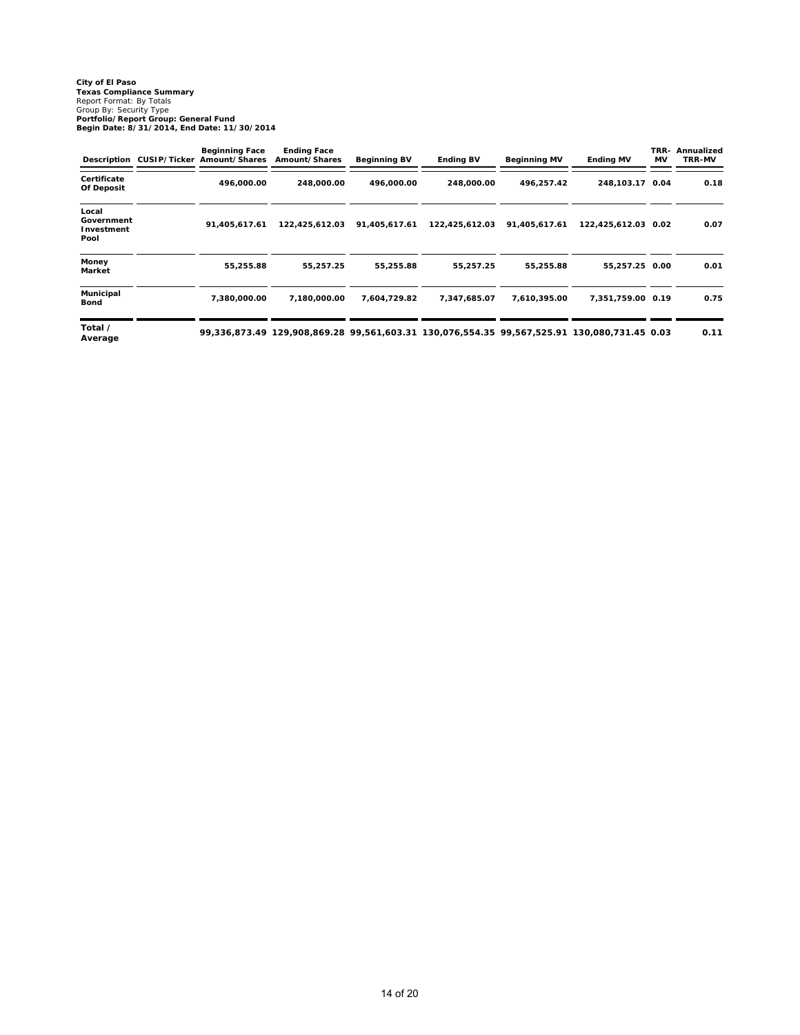**City of El Paso**
**Texas Compliance Summary**
*Report Format: By Totals*
*Group By: Security Type*
**Portfolio/Report Group: General Fund**
**Begin Date: 8/31/2014, End Date: 11/30/2014**

| Description | CUSIP/Ticker | Beginning Face Amount/Shares | Ending Face Amount/Shares | Beginning BV | Ending BV | Beginning MV | Ending MV | TRR-MV | Annualized TRR-MV |
|---|---|---|---|---|---|---|---|---|---|
| Certificate Of Deposit | | 496,000.00 | 248,000.00 | 496,000.00 | 248,000.00 | 496,257.42 | 248,103.17 | 0.04 | 0.18 |
| Local Government Investment Pool | | 91,405,617.61 | 122,425,612.03 | 91,405,617.61 | 122,425,612.03 | 91,405,617.61 | 122,425,612.03 | 0.02 | 0.07 |
| Money Market | | 55,255.88 | 55,257.25 | 55,255.88 | 55,257.25 | 55,255.88 | 55,257.25 | 0.00 | 0.01 |
| Municipal Bond | | 7,380,000.00 | 7,180,000.00 | 7,604,729.82 | 7,347,685.07 | 7,610,395.00 | 7,351,759.00 | 0.19 | 0.75 |
| **Total / Average** | | **99,336,873.49** | **129,908,869.28** | **99,561,603.31** | **130,076,554.35** | **99,567,525.91** | **130,080,731.45** | **0.03** | **0.11** |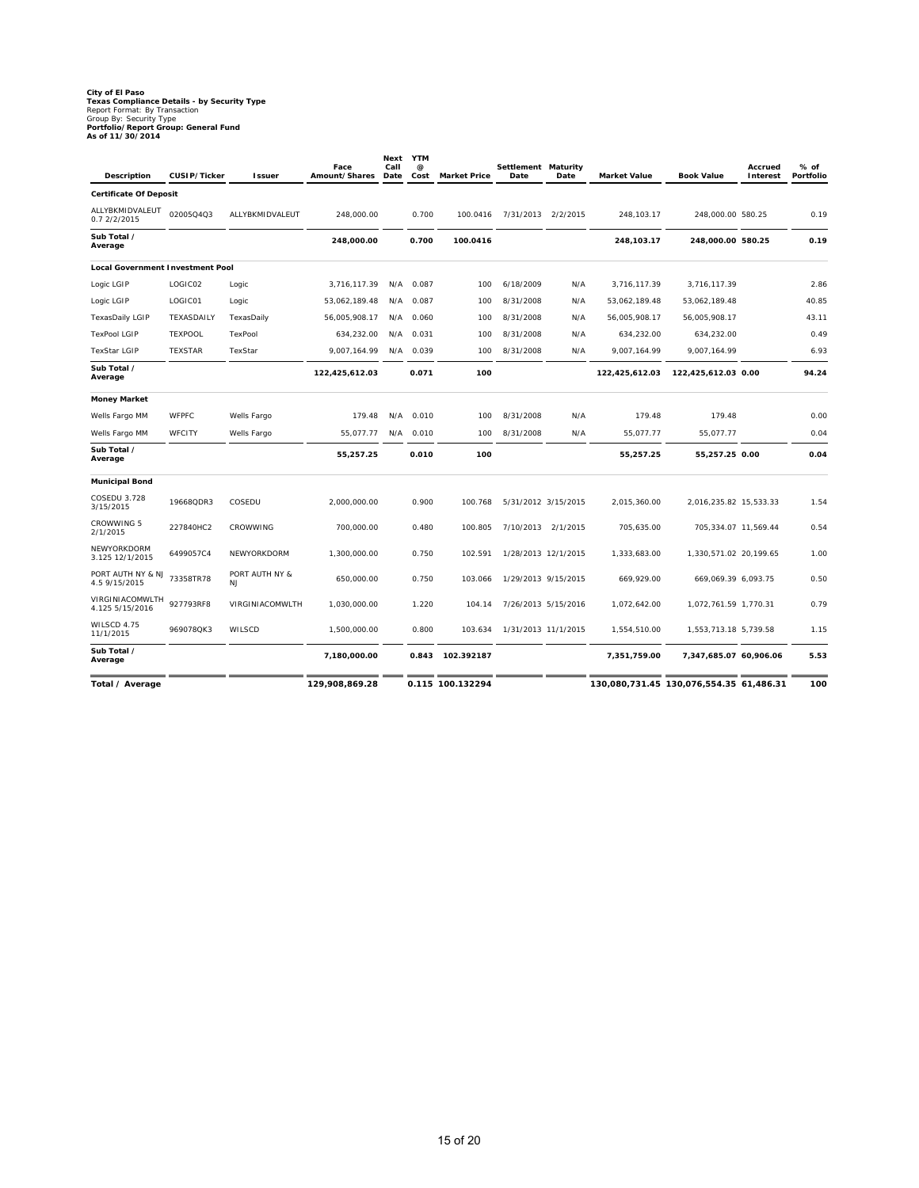**City of El Paso**
**Texas Compliance Details - by Security Type**
Report Format: By Transaction
Group By: Security Type
**Portfolio/Report Group: General Fund**
**As of 11/30/2014**

| Description | CUSIP/Ticker | Issuer | Face Amount/Shares | Next Call Date | YTM @ Cost | Market Price | Settlement Date | Maturity Date | Market Value | Book Value | Accrued Interest | % of Portfolio |
|---|---|---|---|---|---|---|---|---|---|---|---|---|
| **Certificate Of Deposit** | | | | | | | | | | | | |
| ALLYBKMIDVALEUT 0.7 2/2/2015 | 02005Q4Q3 | ALLYBKMIDVALEUT | 248,000.00 | | 0.700 | 100.0416 | 7/31/2013 | 2/2/2015 | 248,103.17 | 248,000.00 | 580.25 | 0.19 |
| **Sub Total / Average** | | | **248,000.00** | | **0.700** | **100.0416** | | | **248,103.17** | **248,000.00** | **580.25** | **0.19** |
| **Local Government Investment Pool** | | | | | | | | | | | | |
| Logic LGIP | LOGIC02 | Logic | 3,716,117.39 | N/A | 0.087 | 100 | 6/18/2009 | N/A | 3,716,117.39 | 3,716,117.39 | | 2.86 |
| Logic LGIP | LOGIC01 | Logic | 53,062,189.48 | N/A | 0.087 | 100 | 8/31/2008 | N/A | 53,062,189.48 | 53,062,189.48 | | 40.85 |
| TexasDaily LGIP | TEXASDAILY | TexasDaily | 56,005,908.17 | N/A | 0.060 | 100 | 8/31/2008 | N/A | 56,005,908.17 | 56,005,908.17 | | 43.11 |
| TexPool LGIP | TEXPOOL | TexPool | 634,232.00 | N/A | 0.031 | 100 | 8/31/2008 | N/A | 634,232.00 | 634,232.00 | | 0.49 |
| TexStar LGIP | TEXSTAR | TexStar | 9,007,164.99 | N/A | 0.039 | 100 | 8/31/2008 | N/A | 9,007,164.99 | 9,007,164.99 | | 6.93 |
| **Sub Total / Average** | | | **122,425,612.03** | | **0.071** | **100** | | | **122,425,612.03** | **122,425,612.03** | **0.00** | **94.24** |
| **Money Market** | | | | | | | | | | | | |
| Wells Fargo MM | WFPFC | Wells Fargo | 179.48 | N/A | 0.010 | 100 | 8/31/2008 | N/A | 179.48 | 179.48 | | 0.00 |
| Wells Fargo MM | WFCITY | Wells Fargo | 55,077.77 | N/A | 0.010 | 100 | 8/31/2008 | N/A | 55,077.77 | 55,077.77 | | 0.04 |
| **Sub Total / Average** | | | **55,257.25** | | **0.010** | **100** | | | **55,257.25** | **55,257.25** | **0.00** | **0.04** |
| **Municipal Bond** | | | | | | | | | | | | |
| COSEDU 3.728 3/15/2015 | 19668QDR3 | COSEDU | 2,000,000.00 | | 0.900 | 100.768 | 5/31/2012 | 3/15/2015 | 2,015,360.00 | 2,016,235.82 | 15,533.33 | 1.54 |
| CROWWING 5 2/1/2015 | 227840HC2 | CROWWING | 700,000.00 | | 0.480 | 100.805 | 7/10/2013 | 2/1/2015 | 705,635.00 | 705,334.07 | 11,569.44 | 0.54 |
| NEWYORKDORM 3.125 12/1/2015 | 6499057C4 | NEWYORKDORM | 1,300,000.00 | | 0.750 | 102.591 | 1/28/2013 | 12/1/2015 | 1,333,683.00 | 1,330,571.02 | 20,199.65 | 1.00 |
| PORT AUTH NY & NJ 4.5 9/15/2015 | 73358TR78 | PORT AUTH NY & NJ | 650,000.00 | | 0.750 | 103.066 | 1/29/2013 | 9/15/2015 | 669,929.00 | 669,069.39 | 6,093.75 | 0.50 |
| VIRGINIACOMWLTH 4.125 5/15/2016 | 927793RF8 | VIRGINIACOMWLTH | 1,030,000.00 | | 1.220 | 104.14 | 7/26/2013 | 5/15/2016 | 1,072,642.00 | 1,072,761.59 | 1,770.31 | 0.79 |
| WILSCD 4.75 11/1/2015 | 969078QK3 | WILSCD | 1,500,000.00 | | 0.800 | 103.634 | 1/31/2013 | 11/1/2015 | 1,554,510.00 | 1,553,713.18 | 5,739.58 | 1.15 |
| **Sub Total / Average** | | | **7,180,000.00** | | **0.843** | **102.392187** | | | **7,351,759.00** | **7,347,685.07** | **60,906.06** | **5.53** |
| **Total / Average** | | | **129,908,869.28** | | **0.115** | **100.132294** | | | **130,080,731.45** | **130,076,554.35** | **61,486.31** | **100** |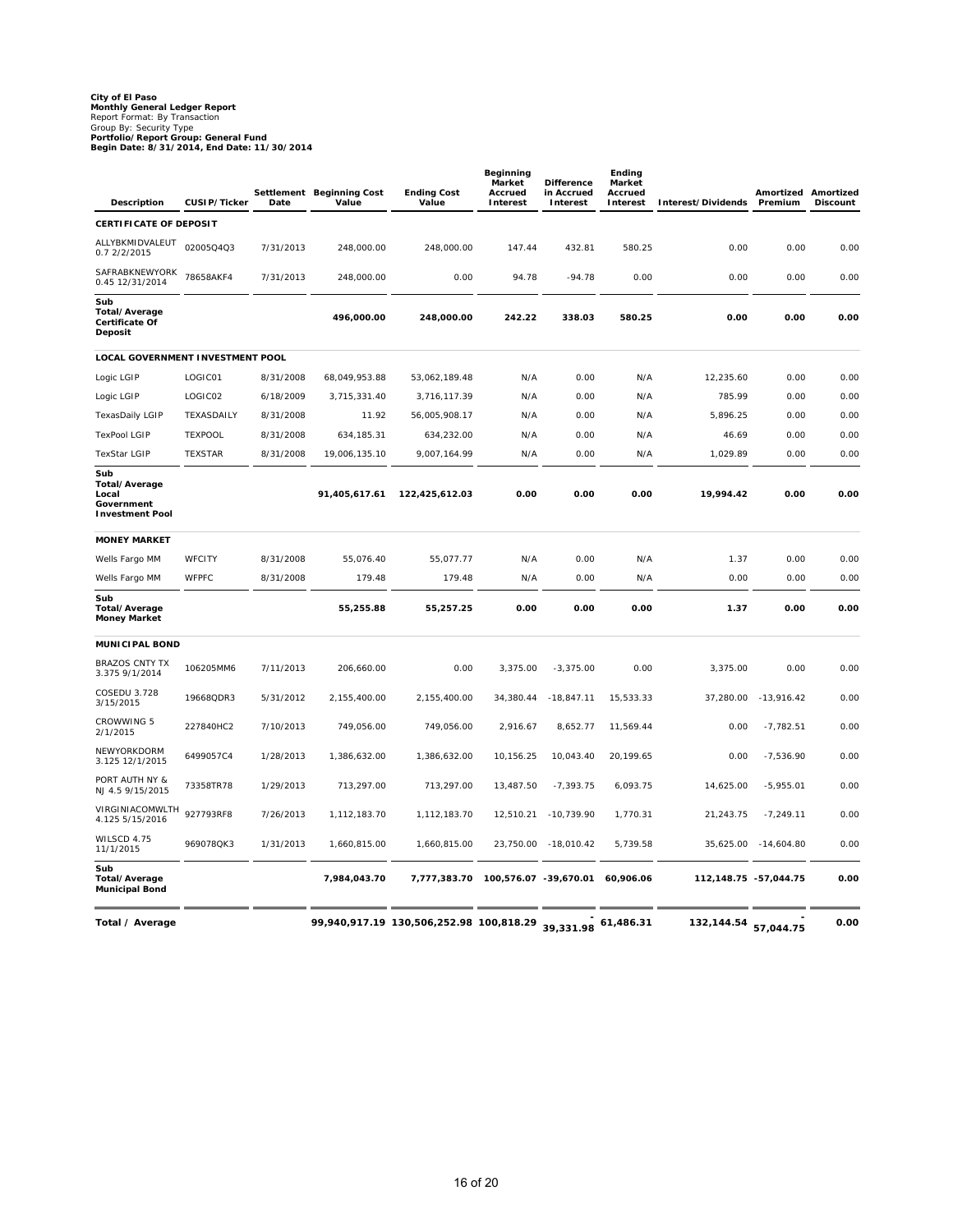**City of El Paso**
**Monthly General Ledger Report**
Report Format: By Transaction
Group By: Security Type
**Portfolio/Report Group: General Fund**
**Begin Date: 8/31/2014, End Date: 11/30/2014**

| Description | CUSIP/Ticker | Settlement Date | Beginning Cost Value | Ending Cost Value | Beginning Market Accrued Interest | Difference in Accrued Interest | Ending Market Accrued Interest | Interest/Dividends | Amortized Premium | Amortized Discount |
|---|---|---|---|---|---|---|---|---|---|---|
| **CERTIFICATE OF DEPOSIT** | | | | | | | | | | |
| ALLYBKMIDVALEUT 0.7 2/2/2015 | 02005Q4Q3 | 7/31/2013 | 248,000.00 | 248,000.00 | 147.44 | 432.81 | 580.25 | 0.00 | 0.00 | 0.00 |
| SAFRABKNEWYORK 0.45 12/31/2014 | 78658AKF4 | 7/31/2013 | 248,000.00 | 0.00 | 94.78 | -94.78 | 0.00 | 0.00 | 0.00 | 0.00 |
| **Sub Total/Average Certificate Of Deposit** | | | **496,000.00** | **248,000.00** | **242.22** | **338.03** | **580.25** | **0.00** | **0.00** | **0.00** |
| **LOCAL GOVERNMENT INVESTMENT POOL** | | | | | | | | | | |
| Logic LGIP | LOGIC01 | 8/31/2008 | 68,049,953.88 | 53,062,189.48 | N/A | 0.00 | N/A | 12,235.60 | 0.00 | 0.00 |
| Logic LGIP | LOGIC02 | 6/18/2009 | 3,715,331.40 | 3,716,117.39 | N/A | 0.00 | N/A | 785.99 | 0.00 | 0.00 |
| TexasDaily LGIP | TEXASDAILY | 8/31/2008 | 11.92 | 56,005,908.17 | N/A | 0.00 | N/A | 5,896.25 | 0.00 | 0.00 |
| TexPool LGIP | TEXPOOL | 8/31/2008 | 634,185.31 | 634,232.00 | N/A | 0.00 | N/A | 46.69 | 0.00 | 0.00 |
| TexStar LGIP | TEXSTAR | 8/31/2008 | 19,006,135.10 | 9,007,164.99 | N/A | 0.00 | N/A | 1,029.89 | 0.00 | 0.00 |
| **Sub Total/Average Local Government Investment Pool** | | | **91,405,617.61** | **122,425,612.03** | **0.00** | **0.00** | **0.00** | **19,994.42** | **0.00** | **0.00** |
| **MONEY MARKET** | | | | | | | | | | |
| Wells Fargo MM | WFCITY | 8/31/2008 | 55,076.40 | 55,077.77 | N/A | 0.00 | N/A | 1.37 | 0.00 | 0.00 |
| Wells Fargo MM | WFPFC | 8/31/2008 | 179.48 | 179.48 | N/A | 0.00 | N/A | 0.00 | 0.00 | 0.00 |
| **Sub Total/Average Money Market** | | | **55,255.88** | **55,257.25** | **0.00** | **0.00** | **0.00** | **1.37** | **0.00** | **0.00** |
| **MUNICIPAL BOND** | | | | | | | | | | |
| BRAZOS CNTY TX 3.375 9/1/2014 | 106205MM6 | 7/11/2013 | 206,660.00 | 0.00 | 3,375.00 | -3,375.00 | 0.00 | 3,375.00 | 0.00 | 0.00 |
| COSEDU 3.728 3/15/2015 | 19668QDR3 | 5/31/2012 | 2,155,400.00 | 2,155,400.00 | 34,380.44 | -18,847.11 | 15,533.33 | 37,280.00 | -13,916.42 | 0.00 |
| CROWWING 5 2/1/2015 | 227840HC2 | 7/10/2013 | 749,056.00 | 749,056.00 | 2,916.67 | 8,652.77 | 11,569.44 | 0.00 | -7,782.51 | 0.00 |
| NEWYORKDORM 3.125 12/1/2015 | 6499057C4 | 1/28/2013 | 1,386,632.00 | 1,386,632.00 | 10,156.25 | 10,043.40 | 20,199.65 | 0.00 | -7,536.90 | 0.00 |
| PORT AUTH NY & NJ 4.5 9/15/2015 | 73358TR78 | 1/29/2013 | 713,297.00 | 713,297.00 | 13,487.50 | -7,393.75 | 6,093.75 | 14,625.00 | -5,955.01 | 0.00 |
| VIRGINIACOMWLTH 4.125 5/15/2016 | 927793RF8 | 7/26/2013 | 1,112,183.70 | 1,112,183.70 | 12,510.21 | -10,739.90 | 1,770.31 | 21,243.75 | -7,249.11 | 0.00 |
| WILSCD 4.75 11/1/2015 | 969078QK3 | 1/31/2013 | 1,660,815.00 | 1,660,815.00 | 23,750.00 | -18,010.42 | 5,739.58 | 35,625.00 | -14,604.80 | 0.00 |
| **Sub Total/Average Municipal Bond** | | | **7,984,043.70** | **7,777,383.70** | **100,576.07** | **-39,670.01** | **60,906.06** | **112,148.75** | **-57,044.75** | **0.00** |
| **Total / Average** | | | **99,940,917.19** | **130,506,252.98** | **100,818.29** | **-39,331.98** | **61,486.31** | **132,144.54** | **-57,044.75** | **0.00** |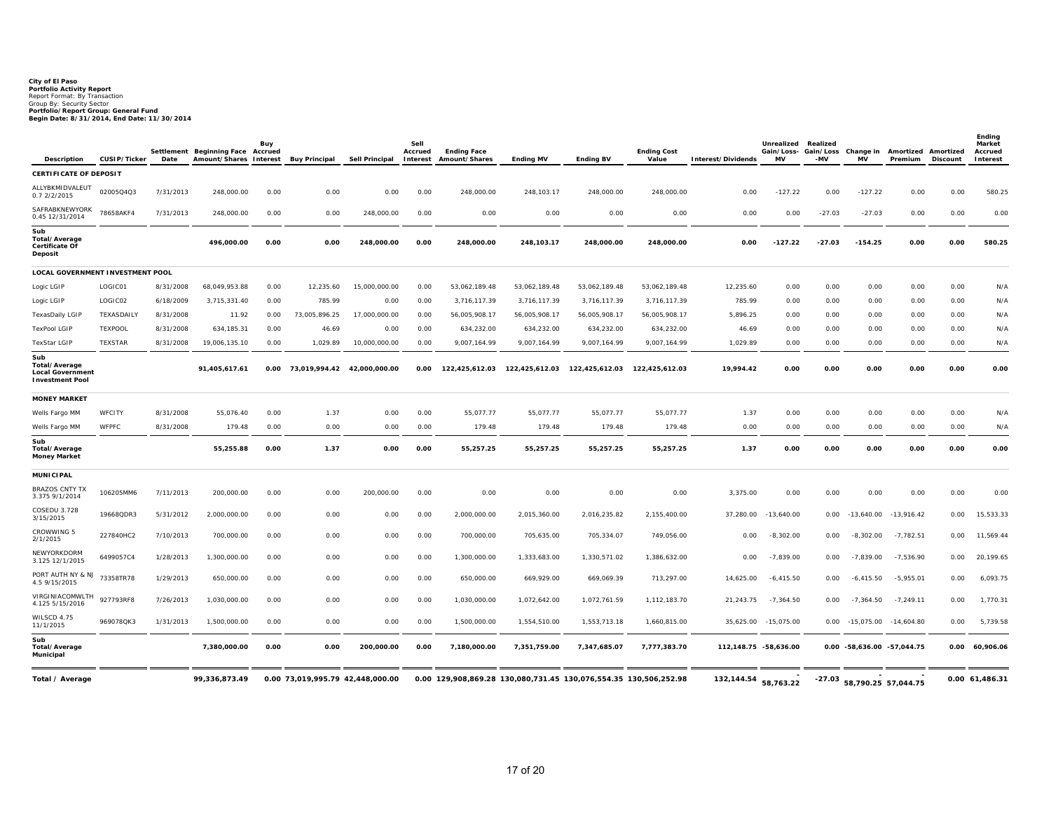**City of El Paso**
**Portfolio Activity Report**
Report Format: By Transaction
Group By: Security Sector
**Portfolio/Report Group: General Fund**
**Begin Date: 8/31/2014, End Date: 11/30/2014**

| Description | CUSIP/Ticker | Settlement Date | Beginning Face Amount/Shares | Buy Accrued Interest | Buy Principal | Sell Principal | Sell Accrued Interest | Ending Face Amount/Shares | Ending MV | Ending BV | Ending Cost Value | Interest/Dividends | Unrealized Gain/Loss-MV | Realized Gain/Loss-MV | Change in MV | Amortized Premium | Amortized Discount | Ending Market Accrued Interest |
|---|---|---|---|---|---|---|---|---|---|---|---|---|---|---|---|---|---|---|
| **CERTIFICATE OF DEPOSIT** | | | | | | | | | | | | | | | | | | |
| ALLYBKMIDVALEUT 0.7 2/2/2015 | 02005Q4Q3 | 7/31/2013 | 248,000.00 | 0.00 | 0.00 | 0.00 | 0.00 | 248,000.00 | 248,103.17 | 248,000.00 | 248,000.00 | 0.00 | -127.22 | 0.00 | -127.22 | 0.00 | 0.00 | 580.25 |
| SAFRABKNEWYORK 0.45 12/31/2014 | 78658AKF4 | 7/31/2013 | 248,000.00 | 0.00 | 0.00 | 248,000.00 | 0.00 | 0.00 | 0.00 | 0.00 | 0.00 | 0.00 | 0.00 | -27.03 | -27.03 | 0.00 | 0.00 | 0.00 |
| **Sub Total/Average Certificate Of Deposit** | | | **496,000.00** | **0.00** | **0.00** | **248,000.00** | **0.00** | **248,000.00** | **248,103.17** | **248,000.00** | **248,000.00** | **0.00** | **-127.22** | **-27.03** | **-154.25** | **0.00** | **0.00** | **580.25** |
| **LOCAL GOVERNMENT INVESTMENT POOL** | | | | | | | | | | | | | | | | | | |
| Logic LGIP | LOGIC01 | 8/31/2008 | 68,049,953.88 | 0.00 | 12,235.60 | 15,000,000.00 | 0.00 | 53,062,189.48 | 53,062,189.48 | 53,062,189.48 | 53,062,189.48 | 12,235.60 | 0.00 | 0.00 | 0.00 | 0.00 | 0.00 | N/A |
| Logic LGIP | LOGIC02 | 6/18/2009 | 3,715,331.40 | 0.00 | 785.99 | 0.00 | 0.00 | 3,716,117.39 | 3,716,117.39 | 3,716,117.39 | 3,716,117.39 | 785.99 | 0.00 | 0.00 | 0.00 | 0.00 | 0.00 | N/A |
| TexasDaily LGIP | TEXASDAILY | 8/31/2008 | 11.92 | 0.00 | 73,005,896.25 | 17,000,000.00 | 0.00 | 56,005,908.17 | 56,005,908.17 | 56,005,908.17 | 56,005,908.17 | 5,896.25 | 0.00 | 0.00 | 0.00 | 0.00 | 0.00 | N/A |
| TexPool LGIP | TEXPOOL | 8/31/2008 | 634,185.31 | 0.00 | 46.69 | 0.00 | 0.00 | 634,232.00 | 634,232.00 | 634,232.00 | 634,232.00 | 46.69 | 0.00 | 0.00 | 0.00 | 0.00 | 0.00 | N/A |
| TexStar LGIP | TEXSTAR | 8/31/2008 | 19,006,135.10 | 0.00 | 1,029.89 | 10,000,000.00 | 0.00 | 9,007,164.99 | 9,007,164.99 | 9,007,164.99 | 9,007,164.99 | 1,029.89 | 0.00 | 0.00 | 0.00 | 0.00 | 0.00 | N/A |
| **Sub Total/Average Local Government Investment Pool** | | | **91,405,617.61** | **0.00** | **73,019,994.42** | **42,000,000.00** | **0.00** | **122,425,612.03** | **122,425,612.03** | **122,425,612.03** | **122,425,612.03** | **19,994.42** | **0.00** | **0.00** | **0.00** | **0.00** | **0.00** | **0.00** |
| **MONEY MARKET** | | | | | | | | | | | | | | | | | | |
| Wells Fargo MM | WFCITY | 8/31/2008 | 55,076.40 | 0.00 | 1.37 | 0.00 | 0.00 | 55,077.77 | 55,077.77 | 55,077.77 | 55,077.77 | 1.37 | 0.00 | 0.00 | 0.00 | 0.00 | 0.00 | N/A |
| Wells Fargo MM | WFPFC | 8/31/2008 | 179.48 | 0.00 | 0.00 | 0.00 | 0.00 | 179.48 | 179.48 | 179.48 | 179.48 | 0.00 | 0.00 | 0.00 | 0.00 | 0.00 | 0.00 | N/A |
| **Sub Total/Average Money Market** | | | **55,255.88** | **0.00** | **1.37** | **0.00** | **0.00** | **55,257.25** | **55,257.25** | **55,257.25** | **55,257.25** | **1.37** | **0.00** | **0.00** | **0.00** | **0.00** | **0.00** | **0.00** |
| **MUNICIPAL** | | | | | | | | | | | | | | | | | | |
| BRAZOS CNTY TX 3.375 9/1/2014 | 106205MM6 | 7/11/2013 | 200,000.00 | 0.00 | 0.00 | 200,000.00 | 0.00 | 0.00 | 0.00 | 0.00 | 0.00 | 3,375.00 | 0.00 | 0.00 | 0.00 | 0.00 | 0.00 | 0.00 |
| COSEDU 3.728 3/15/2015 | 19668QDR3 | 5/31/2012 | 2,000,000.00 | 0.00 | 0.00 | 0.00 | 0.00 | 2,000,000.00 | 2,015,360.00 | 2,016,235.82 | 2,155,400.00 | 37,280.00 | -13,640.00 | 0.00 | -13,640.00 | -13,916.42 | 0.00 | 15,533.33 |
| CROWWING 5 2/1/2015 | 227840HC2 | 7/10/2013 | 700,000.00 | 0.00 | 0.00 | 0.00 | 0.00 | 700,000.00 | 705,635.00 | 705,334.07 | 749,056.00 | 0.00 | -8,302.00 | 0.00 | -8,302.00 | -7,782.51 | 0.00 | 11,569.44 |
| NEWYORKDORM 3.125 12/1/2015 | 6499057C4 | 1/28/2013 | 1,300,000.00 | 0.00 | 0.00 | 0.00 | 0.00 | 1,300,000.00 | 1,333,683.00 | 1,330,571.02 | 1,386,632.00 | 0.00 | -7,839.00 | 0.00 | -7,839.00 | -7,536.90 | 0.00 | 20,199.65 |
| PORT AUTH NY & NJ 4.5 9/15/2015 | 73358TR78 | 1/29/2013 | 650,000.00 | 0.00 | 0.00 | 0.00 | 0.00 | 650,000.00 | 669,929.00 | 669,069.39 | 713,297.00 | 14,625.00 | -6,415.50 | 0.00 | -6,415.50 | -5,955.01 | 0.00 | 6,093.75 |
| VIRGINIACOMWLTH 4.125 5/15/2016 | 927793RF8 | 7/26/2013 | 1,030,000.00 | 0.00 | 0.00 | 0.00 | 0.00 | 1,030,000.00 | 1,072,642.00 | 1,072,761.59 | 1,112,183.70 | 21,243.75 | -7,364.50 | 0.00 | -7,364.50 | -7,249.11 | 0.00 | 1,770.31 |
| WILSCD 4.75 11/1/2015 | 969078QK3 | 1/31/2013 | 1,500,000.00 | 0.00 | 0.00 | 0.00 | 0.00 | 1,500,000.00 | 1,554,510.00 | 1,553,713.18 | 1,660,815.00 | 35,625.00 | -15,075.00 | 0.00 | -15,075.00 | -14,604.80 | 0.00 | 5,739.58 |
| **Sub Total/Average Municipal** | | | **7,380,000.00** | **0.00** | **0.00** | **200,000.00** | **0.00** | **7,180,000.00** | **7,351,759.00** | **7,347,685.07** | **7,777,383.70** | **112,148.75** | **-58,636.00** | **0.00** | **-58,636.00** | **-57,044.75** | **0.00** | **60,906.06** |
| **Total / Average** | | | **99,336,873.49** | **0.00** | **73,019,995.79** | **42,448,000.00** | **0.00** | **129,908,869.28** | **130,080,731.45** | **130,076,554.35** | **130,506,252.98** | **132,144.54** | **-58,763.22** | **-27.03** | **-58,790.25** | **-57,044.75** | **0.00** | **61,486.31** |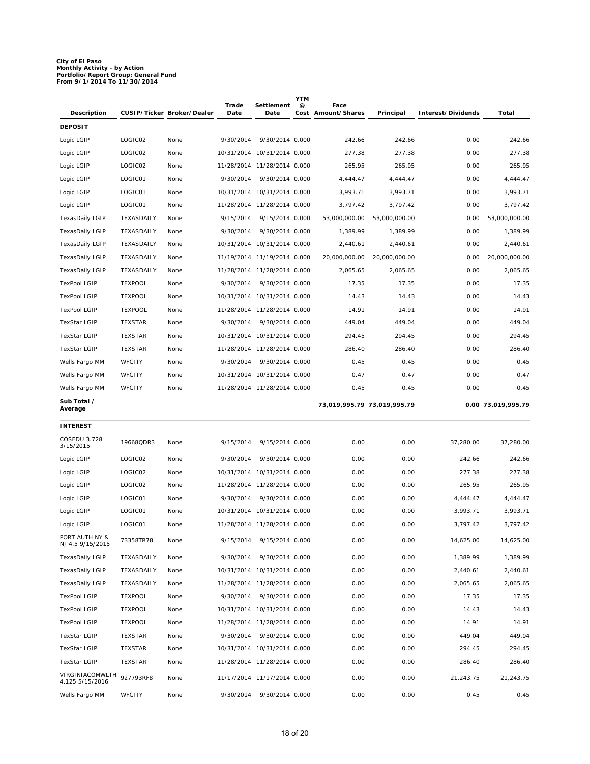**City of El Paso**
**Monthly Activity - by Action**
**Portfolio/Report Group: General Fund**
**From 9/1/2014 To 11/30/2014**

| Description | CUSIP/Ticker | Broker/Dealer | Trade Date | Settlement Date | YTM @ Cost | Face Amount/Shares | Principal | Interest/Dividends | Total |
|---|---|---|---|---|---|---|---|---|---|
| **DEPOSIT** | | | | | | | | | |
| Logic LGIP | LOGIC02 | None | 9/30/2014 | 9/30/2014 | 0.000 | 242.66 | 242.66 | 0.00 | 242.66 |
| Logic LGIP | LOGIC02 | None | 10/31/2014 | 10/31/2014 | 0.000 | 277.38 | 277.38 | 0.00 | 277.38 |
| Logic LGIP | LOGIC02 | None | 11/28/2014 | 11/28/2014 | 0.000 | 265.95 | 265.95 | 0.00 | 265.95 |
| Logic LGIP | LOGIC01 | None | 9/30/2014 | 9/30/2014 | 0.000 | 4,444.47 | 4,444.47 | 0.00 | 4,444.47 |
| Logic LGIP | LOGIC01 | None | 10/31/2014 | 10/31/2014 | 0.000 | 3,993.71 | 3,993.71 | 0.00 | 3,993.71 |
| Logic LGIP | LOGIC01 | None | 11/28/2014 | 11/28/2014 | 0.000 | 3,797.42 | 3,797.42 | 0.00 | 3,797.42 |
| TexasDaily LGIP | TEXASDAILY | None | 9/15/2014 | 9/15/2014 | 0.000 | 53,000,000.00 | 53,000,000.00 | 0.00 | 53,000,000.00 |
| TexasDaily LGIP | TEXASDAILY | None | 9/30/2014 | 9/30/2014 | 0.000 | 1,389.99 | 1,389.99 | 0.00 | 1,389.99 |
| TexasDaily LGIP | TEXASDAILY | None | 10/31/2014 | 10/31/2014 | 0.000 | 2,440.61 | 2,440.61 | 0.00 | 2,440.61 |
| TexasDaily LGIP | TEXASDAILY | None | 11/19/2014 | 11/19/2014 | 0.000 | 20,000,000.00 | 20,000,000.00 | 0.00 | 20,000,000.00 |
| TexasDaily LGIP | TEXASDAILY | None | 11/28/2014 | 11/28/2014 | 0.000 | 2,065.65 | 2,065.65 | 0.00 | 2,065.65 |
| TexPool LGIP | TEXPOOL | None | 9/30/2014 | 9/30/2014 | 0.000 | 17.35 | 17.35 | 0.00 | 17.35 |
| TexPool LGIP | TEXPOOL | None | 10/31/2014 | 10/31/2014 | 0.000 | 14.43 | 14.43 | 0.00 | 14.43 |
| TexPool LGIP | TEXPOOL | None | 11/28/2014 | 11/28/2014 | 0.000 | 14.91 | 14.91 | 0.00 | 14.91 |
| TexStar LGIP | TEXSTAR | None | 9/30/2014 | 9/30/2014 | 0.000 | 449.04 | 449.04 | 0.00 | 449.04 |
| TexStar LGIP | TEXSTAR | None | 10/31/2014 | 10/31/2014 | 0.000 | 294.45 | 294.45 | 0.00 | 294.45 |
| TexStar LGIP | TEXSTAR | None | 11/28/2014 | 11/28/2014 | 0.000 | 286.40 | 286.40 | 0.00 | 286.40 |
| Wells Fargo MM | WFCITY | None | 9/30/2014 | 9/30/2014 | 0.000 | 0.45 | 0.45 | 0.00 | 0.45 |
| Wells Fargo MM | WFCITY | None | 10/31/2014 | 10/31/2014 | 0.000 | 0.47 | 0.47 | 0.00 | 0.47 |
| Wells Fargo MM | WFCITY | None | 11/28/2014 | 11/28/2014 | 0.000 | 0.45 | 0.45 | 0.00 | 0.45 |
| **Sub Total / Average** | | | | | | **73,019,995.79** | **73,019,995.79** | **0.00** | **73,019,995.79** |
| **INTEREST** | | | | | | | | | |
| COSEDU 3.728 3/15/2015 | 19668QDR3 | None | 9/15/2014 | 9/15/2014 | 0.000 | 0.00 | 0.00 | 37,280.00 | 37,280.00 |
| Logic LGIP | LOGIC02 | None | 9/30/2014 | 9/30/2014 | 0.000 | 0.00 | 0.00 | 242.66 | 242.66 |
| Logic LGIP | LOGIC02 | None | 10/31/2014 | 10/31/2014 | 0.000 | 0.00 | 0.00 | 277.38 | 277.38 |
| Logic LGIP | LOGIC02 | None | 11/28/2014 | 11/28/2014 | 0.000 | 0.00 | 0.00 | 265.95 | 265.95 |
| Logic LGIP | LOGIC01 | None | 9/30/2014 | 9/30/2014 | 0.000 | 0.00 | 0.00 | 4,444.47 | 4,444.47 |
| Logic LGIP | LOGIC01 | None | 10/31/2014 | 10/31/2014 | 0.000 | 0.00 | 0.00 | 3,993.71 | 3,993.71 |
| Logic LGIP | LOGIC01 | None | 11/28/2014 | 11/28/2014 | 0.000 | 0.00 | 0.00 | 3,797.42 | 3,797.42 |
| PORT AUTH NY & NJ 4.5 9/15/2015 | 73358TR78 | None | 9/15/2014 | 9/15/2014 | 0.000 | 0.00 | 0.00 | 14,625.00 | 14,625.00 |
| TexasDaily LGIP | TEXASDAILY | None | 9/30/2014 | 9/30/2014 | 0.000 | 0.00 | 0.00 | 1,389.99 | 1,389.99 |
| TexasDaily LGIP | TEXASDAILY | None | 10/31/2014 | 10/31/2014 | 0.000 | 0.00 | 0.00 | 2,440.61 | 2,440.61 |
| TexasDaily LGIP | TEXASDAILY | None | 11/28/2014 | 11/28/2014 | 0.000 | 0.00 | 0.00 | 2,065.65 | 2,065.65 |
| TexPool LGIP | TEXPOOL | None | 9/30/2014 | 9/30/2014 | 0.000 | 0.00 | 0.00 | 17.35 | 17.35 |
| TexPool LGIP | TEXPOOL | None | 10/31/2014 | 10/31/2014 | 0.000 | 0.00 | 0.00 | 14.43 | 14.43 |
| TexPool LGIP | TEXPOOL | None | 11/28/2014 | 11/28/2014 | 0.000 | 0.00 | 0.00 | 14.91 | 14.91 |
| TexStar LGIP | TEXSTAR | None | 9/30/2014 | 9/30/2014 | 0.000 | 0.00 | 0.00 | 449.04 | 449.04 |
| TexStar LGIP | TEXSTAR | None | 10/31/2014 | 10/31/2014 | 0.000 | 0.00 | 0.00 | 294.45 | 294.45 |
| TexStar LGIP | TEXSTAR | None | 11/28/2014 | 11/28/2014 | 0.000 | 0.00 | 0.00 | 286.40 | 286.40 |
| VIRGINIACOMWLTH 4.125 5/15/2016 | 927793RF8 | None | 11/17/2014 | 11/17/2014 | 0.000 | 0.00 | 0.00 | 21,243.75 | 21,243.75 |
| Wells Fargo MM | WFCITY | None | 9/30/2014 | 9/30/2014 | 0.000 | 0.00 | 0.00 | 0.45 | 0.45 |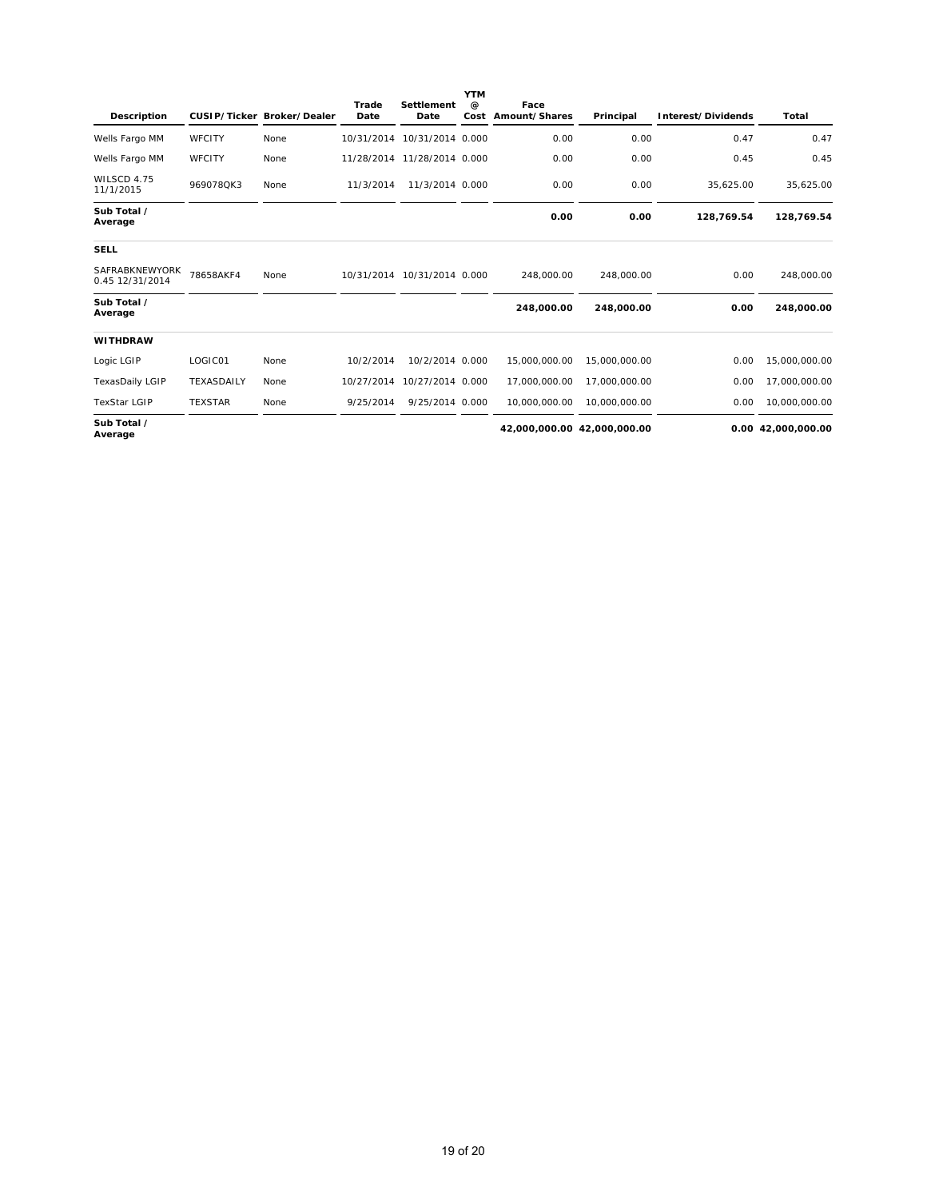| Description | CUSIP/Ticker | Broker/Dealer | Trade Date | Settlement Date | YTM @ Cost | Face Amount/Shares | Principal | Interest/Dividends | Total |
|---|---|---|---|---|---|---|---|---|---|
| Wells Fargo MM | WFCITY | None | 10/31/2014 | 10/31/2014 | 0.000 | 0.00 | 0.00 | 0.47 | 0.47 |
| Wells Fargo MM | WFCITY | None | 11/28/2014 | 11/28/2014 | 0.000 | 0.00 | 0.00 | 0.45 | 0.45 |
| WILSCD 4.75 11/1/2015 | 969078QK3 | None | 11/3/2014 | 11/3/2014 | 0.000 | 0.00 | 0.00 | 35,625.00 | 35,625.00 |
| **Sub Total / Average** | | | | | | **0.00** | **0.00** | **128,769.54** | **128,769.54** |
| **SELL** | | | | | | | | | |
| SAFRABKNEWYORK 0.45 12/31/2014 | 78658AKF4 | None | 10/31/2014 | 10/31/2014 | 0.000 | 248,000.00 | 248,000.00 | 0.00 | 248,000.00 |
| **Sub Total / Average** | | | | | | **248,000.00** | **248,000.00** | **0.00** | **248,000.00** |
| **WITHDRAW** | | | | | | | | | |
| Logic LGIP | LOGIC01 | None | 10/2/2014 | 10/2/2014 | 0.000 | 15,000,000.00 | 15,000,000.00 | 0.00 | 15,000,000.00 |
| TexasDaily LGIP | TEXASDAILY | None | 10/27/2014 | 10/27/2014 | 0.000 | 17,000,000.00 | 17,000,000.00 | 0.00 | 17,000,000.00 |
| TexStar LGIP | TEXSTAR | None | 9/25/2014 | 9/25/2014 | 0.000 | 10,000,000.00 | 10,000,000.00 | 0.00 | 10,000,000.00 |
| **Sub Total / Average** | | | | | | **42,000,000.00** | **42,000,000.00** | **0.00** | **42,000,000.00** |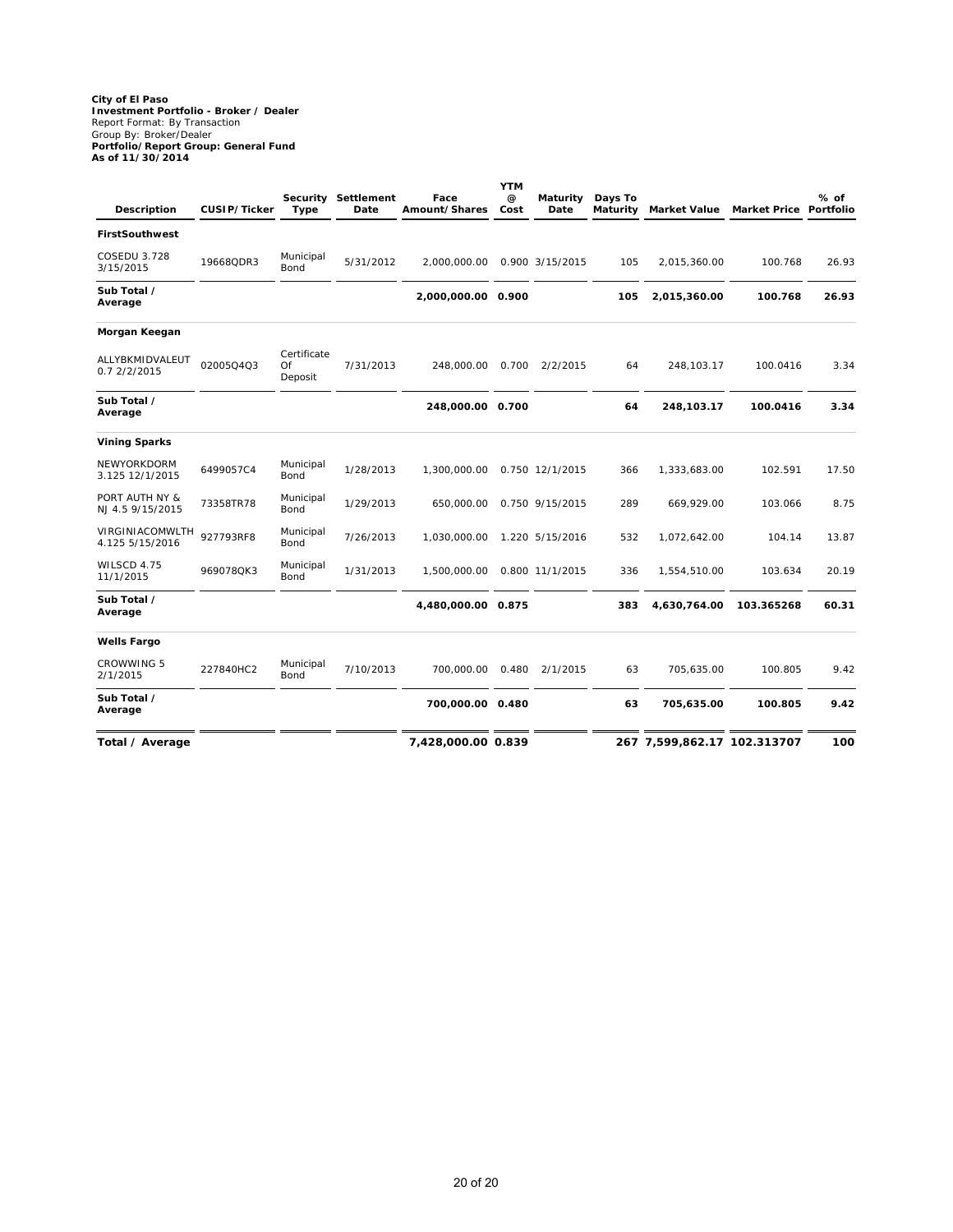**City of El Paso**
**Investment Portfolio - Broker / Dealer**
Report Format: By Transaction
Group By: Broker/Dealer
**Portfolio/Report Group: General Fund**
**As of 11/30/2014**

| Description | CUSIP/Ticker | Security Type | Settlement Date | Face Amount/Shares | YTM @ Cost | Maturity Date | Days To Maturity | Market Value | Market Price | % of Portfolio |
|---|---|---|---|---|---|---|---|---|---|---|
| **FirstSouthwest** | | | | | | | | | | |
| COSEDU 3.728 3/15/2015 | 19668QDR3 | Municipal Bond | 5/31/2012 | 2,000,000.00 | 0.900 | 3/15/2015 | 105 | 2,015,360.00 | 100.768 | 26.93 |
| **Sub Total / Average** | | | | **2,000,000.00** | **0.900** | | **105** | **2,015,360.00** | **100.768** | **26.93** |
| **Morgan Keegan** | | | | | | | | | | |
| ALLYBKMIDVALEUT 0.7 2/2/2015 | 02005Q4Q3 | Certificate Of Deposit | 7/31/2013 | 248,000.00 | 0.700 | 2/2/2015 | 64 | 248,103.17 | 100.0416 | 3.34 |
| **Sub Total / Average** | | | | **248,000.00** | **0.700** | | **64** | **248,103.17** | **100.0416** | **3.34** |
| **Vining Sparks** | | | | | | | | | | |
| NEWYORKDORM 3.125 12/1/2015 | 6499057C4 | Municipal Bond | 1/28/2013 | 1,300,000.00 | 0.750 | 12/1/2015 | 366 | 1,333,683.00 | 102.591 | 17.50 |
| PORT AUTH NY & NJ 4.5 9/15/2015 | 73358TR78 | Municipal Bond | 1/29/2013 | 650,000.00 | 0.750 | 9/15/2015 | 289 | 669,929.00 | 103.066 | 8.75 |
| VIRGINIACOMWLTH 4.125 5/15/2016 | 927793RF8 | Municipal Bond | 7/26/2013 | 1,030,000.00 | 1.220 | 5/15/2016 | 532 | 1,072,642.00 | 104.14 | 13.87 |
| WILSCD 4.75 11/1/2015 | 969078QK3 | Municipal Bond | 1/31/2013 | 1,500,000.00 | 0.800 | 11/1/2015 | 336 | 1,554,510.00 | 103.634 | 20.19 |
| **Sub Total / Average** | | | | **4,480,000.00** | **0.875** | | **383** | **4,630,764.00** | **103.365268** | **60.31** |
| **Wells Fargo** | | | | | | | | | | |
| CROWWING 5 2/1/2015 | 227840HC2 | Municipal Bond | 7/10/2013 | 700,000.00 | 0.480 | 2/1/2015 | 63 | 705,635.00 | 100.805 | 9.42 |
| **Sub Total / Average** | | | | **700,000.00** | **0.480** | | **63** | **705,635.00** | **100.805** | **9.42** |
| **Total / Average** | | | | **7,428,000.00** | **0.839** | | **267** | **7,599,862.17** | **102.313707** | **100** |